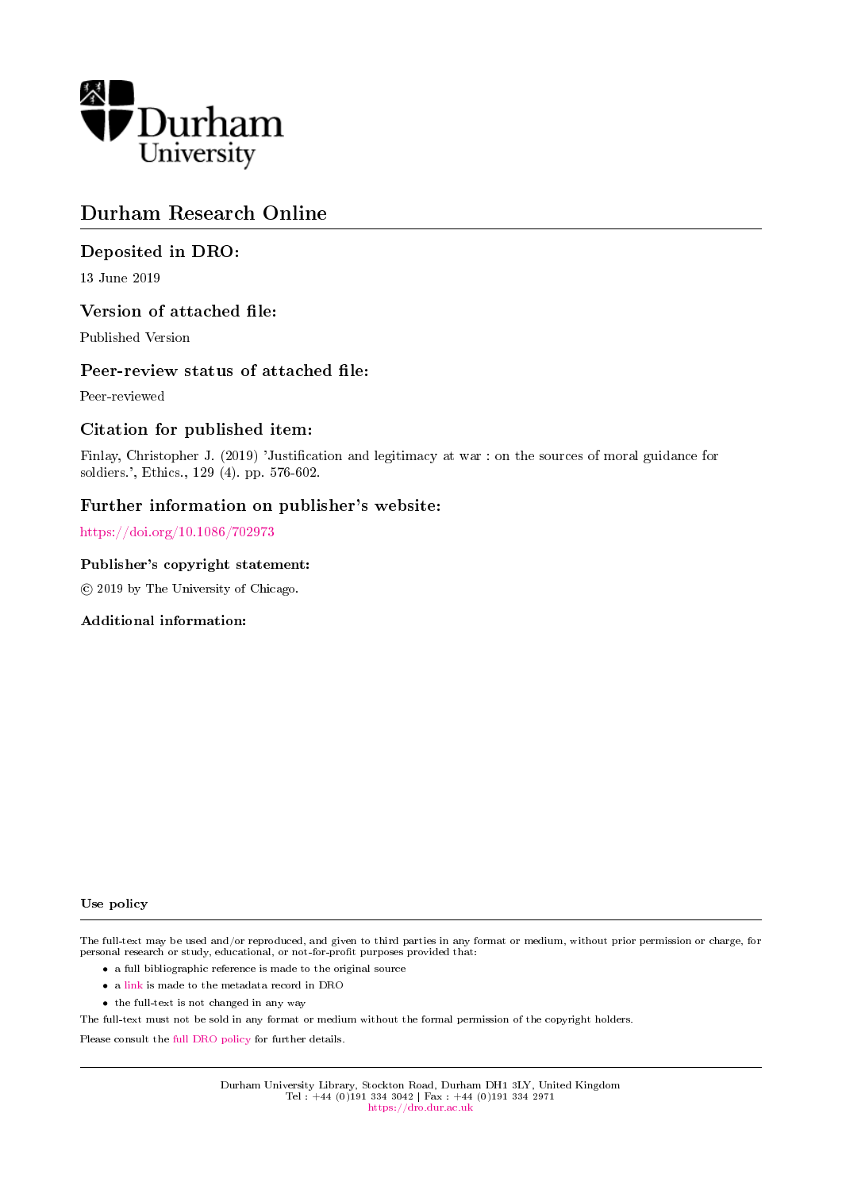Durham University

# Durham Research Online

## Deposited in DRO:

13 June 2019

## Version of attached file:

Published Version

## Peer-review status of attached file:

Peer-reviewed

## Citation for published item:

Finlay, Christopher J. (2019) 'Justification and legitimacy at war : on the sources of moral guidance for soldiers.', Ethics., 129 (4). pp. 576-602.

## Further information on publisher's website:

https://doi.org/10.1086/702973

### Publisher's copyright statement:

© 2019 by The University of Chicago.

### Additional information:

### Use policy

The full-text may be used and/or reproduced, and given to third parties in any format or medium, without prior permission or charge, for personal research or study, educational, or not-for-profit purposes provided that:

- a full bibliographic reference is made to the original source
- a link is made to the metadata record in DRO
- the full-text is not changed in any way

The full-text must not be sold in any format or medium without the formal permission of the copyright holders.

Please consult the full DRO policy for further details.

Durham University Library, Stockton Road, Durham DH1 3LY, United Kingdom
Tel : +44 (0)191 334 3042 | Fax : +44 (0)191 334 2971
https://dro.dur.ac.uk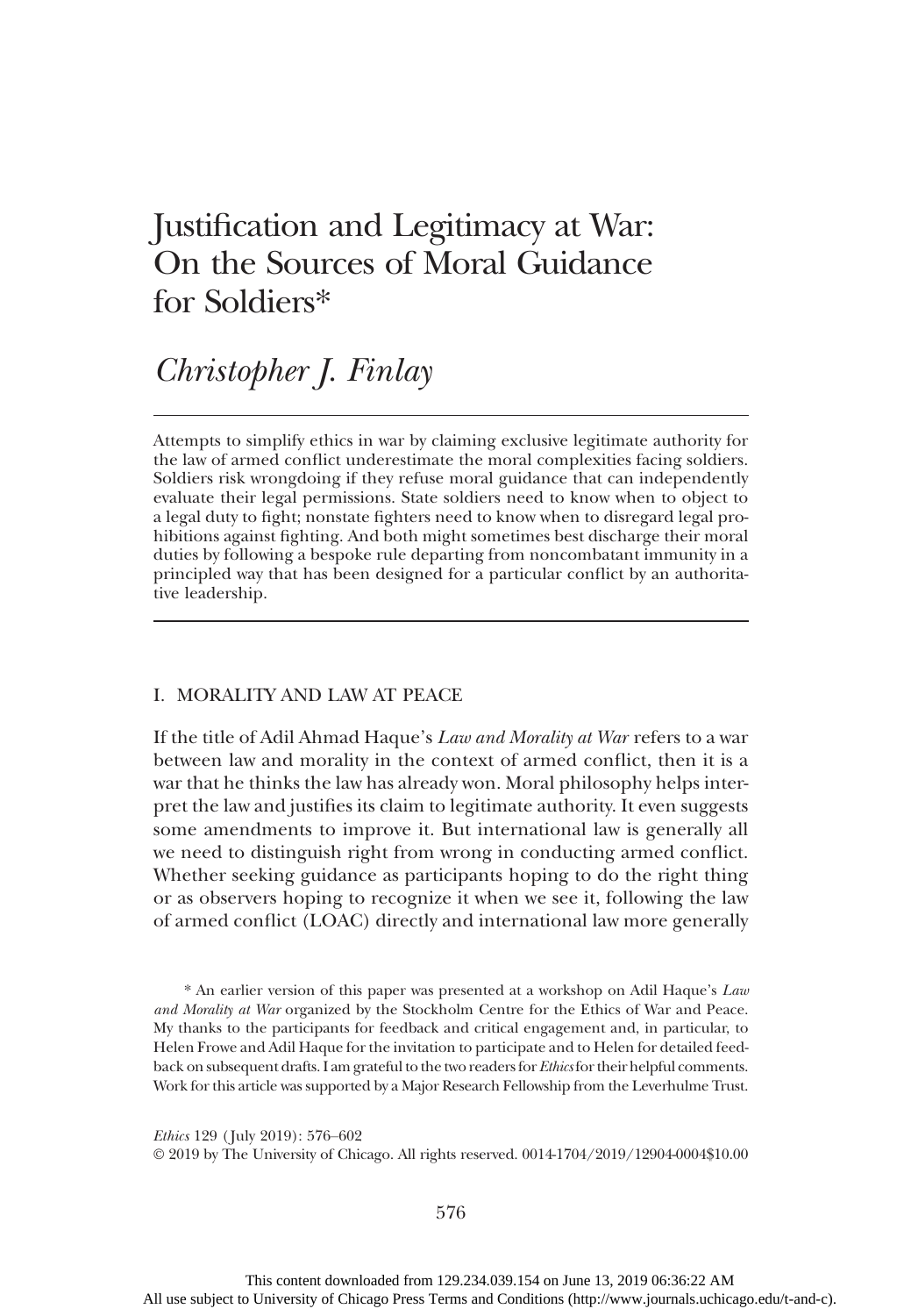# Justification and Legitimacy at War: On the Sources of Moral Guidance for Soldiers*

## *Christopher J. Finlay*

Attempts to simplify ethics in war by claiming exclusive legitimate authority for the law of armed conflict underestimate the moral complexities facing soldiers. Soldiers risk wrongdoing if they refuse moral guidance that can independently evaluate their legal permissions. State soldiers need to know when to object to a legal duty to fight; nonstate fighters need to know when to disregard legal prohibitions against fighting. And both might sometimes best discharge their moral duties by following a bespoke rule departing from noncombatant immunity in a principled way that has been designed for a particular conflict by an authoritative leadership.

### I. MORALITY AND LAW AT PEACE

If the title of Adil Ahmad Haque's *Law and Morality at War* refers to a war between law and morality in the context of armed conflict, then it is a war that he thinks the law has already won. Moral philosophy helps interpret the law and justifies its claim to legitimate authority. It even suggests some amendments to improve it. But international law is generally all we need to distinguish right from wrong in conducting armed conflict. Whether seeking guidance as participants hoping to do the right thing or as observers hoping to recognize it when we see it, following the law of armed conflict (LOAC) directly and international law more generally

\* An earlier version of this paper was presented at a workshop on Adil Haque's *Law and Morality at War* organized by the Stockholm Centre for the Ethics of War and Peace. My thanks to the participants for feedback and critical engagement and, in particular, to Helen Frowe and Adil Haque for the invitation to participate and to Helen for detailed feedback on subsequent drafts. I am grateful to the two readers for *Ethics* for their helpful comments. Work for this article was supported by a Major Research Fellowship from the Leverhulme Trust.

*Ethics* 129 (July 2019): 576–602
© 2019 by The University of Chicago. All rights reserved. 0014-1704/2019/12904-0004$10.00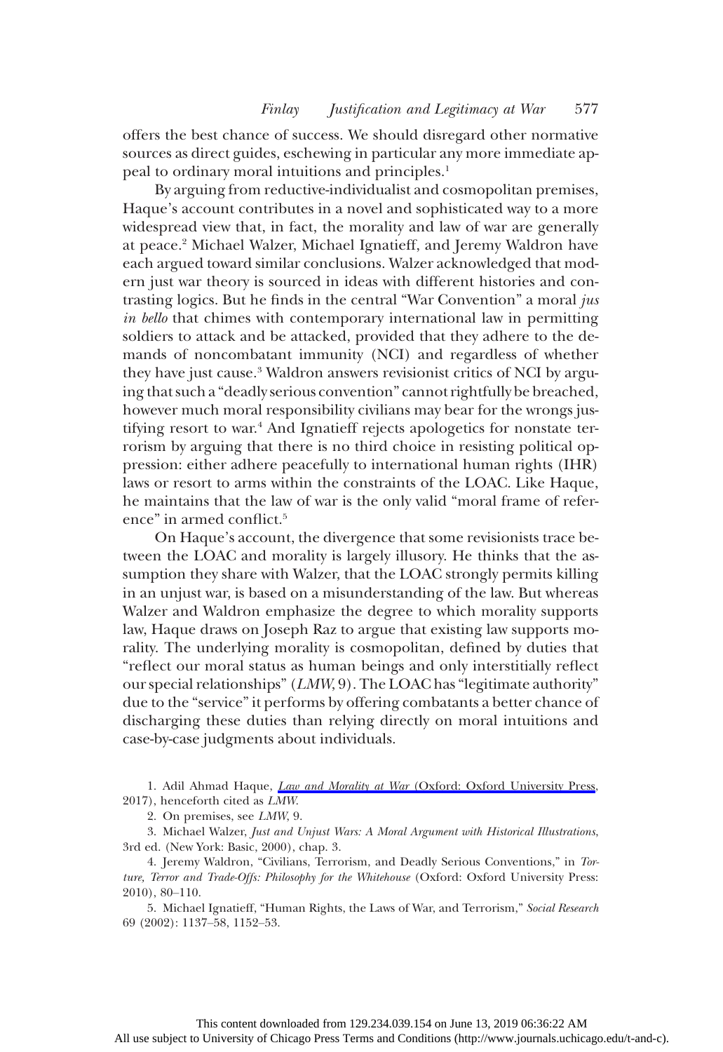offers the best chance of success. We should disregard other normative sources as direct guides, eschewing in particular any more immediate appeal to ordinary moral intuitions and principles.[1]

By arguing from reductive-individualist and cosmopolitan premises, Haque's account contributes in a novel and sophisticated way to a more widespread view that, in fact, the morality and law of war are generally at peace.[2] Michael Walzer, Michael Ignatieff, and Jeremy Waldron have each argued toward similar conclusions. Walzer acknowledged that modern just war theory is sourced in ideas with different histories and contrasting logics. But he finds in the central "War Convention" a moral *jus in bello* that chimes with contemporary international law in permitting soldiers to attack and be attacked, provided that they adhere to the demands of noncombatant immunity (NCI) and regardless of whether they have just cause.[3] Waldron answers revisionist critics of NCI by arguing that such a "deadly serious convention" cannot rightfully be breached, however much moral responsibility civilians may bear for the wrongs justifying resort to war.[4] And Ignatieff rejects apologetics for nonstate terrorism by arguing that there is no third choice in resisting political oppression: either adhere peacefully to international human rights (IHR) laws or resort to arms within the constraints of the LOAC. Like Haque, he maintains that the law of war is the only valid "moral frame of reference" in armed conflict.[5]

On Haque's account, the divergence that some revisionists trace between the LOAC and morality is largely illusory. He thinks that the assumption they share with Walzer, that the LOAC strongly permits killing in an unjust war, is based on a misunderstanding of the law. But whereas Walzer and Waldron emphasize the degree to which morality supports law, Haque draws on Joseph Raz to argue that existing law supports morality. The underlying morality is cosmopolitan, defined by duties that "reflect our moral status as human beings and only interstitially reflect our special relationships" (*LMW*, 9). The LOAC has "legitimate authority" due to the "service" it performs by offering combatants a better chance of discharging these duties than relying directly on moral intuitions and case-by-case judgments about individuals.

1. Adil Ahmad Haque, *Law and Morality at War* (Oxford: Oxford University Press, 2017), henceforth cited as *LMW*.

2. On premises, see *LMW*, 9.

3. Michael Walzer, *Just and Unjust Wars: A Moral Argument with Historical Illustrations*, 3rd ed. (New York: Basic, 2000), chap. 3.

4. Jeremy Waldron, "Civilians, Terrorism, and Deadly Serious Conventions," in *Torture, Terror and Trade-Offs: Philosophy for the Whitehouse* (Oxford: Oxford University Press: 2010), 80–110.

5. Michael Ignatieff, "Human Rights, the Laws of War, and Terrorism," *Social Research* 69 (2002): 1137–58, 1152–53.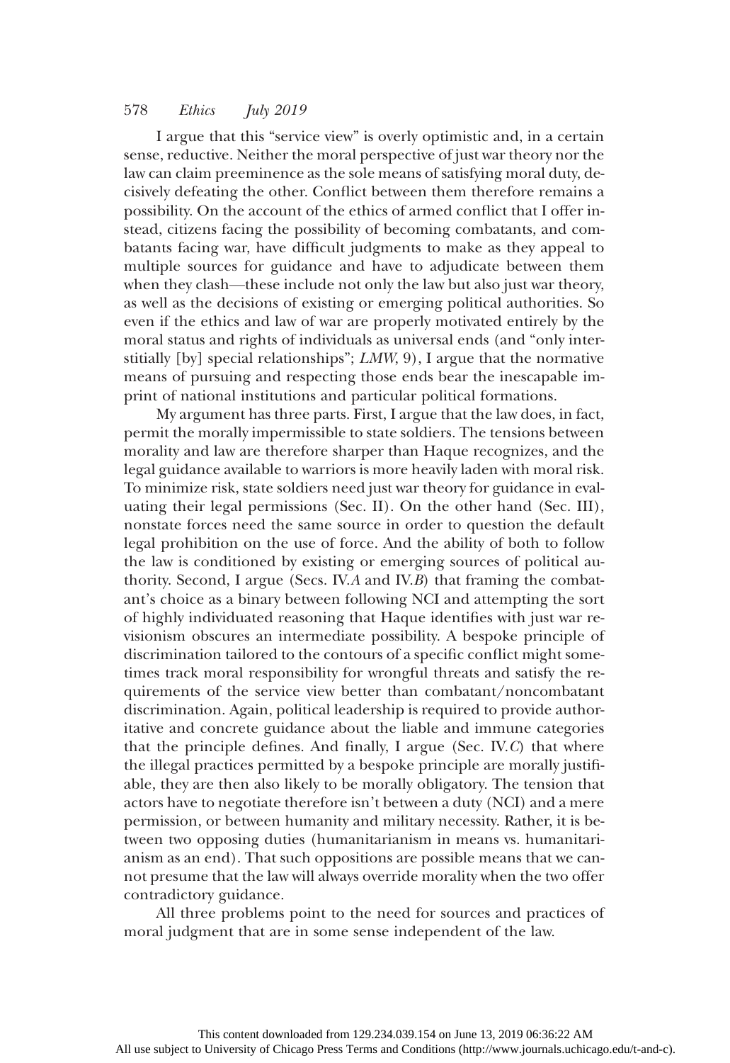I argue that this "service view" is overly optimistic and, in a certain sense, reductive. Neither the moral perspective of just war theory nor the law can claim preeminence as the sole means of satisfying moral duty, decisively defeating the other. Conflict between them therefore remains a possibility. On the account of the ethics of armed conflict that I offer instead, citizens facing the possibility of becoming combatants, and combatants facing war, have difficult judgments to make as they appeal to multiple sources for guidance and have to adjudicate between them when they clash—these include not only the law but also just war theory, as well as the decisions of existing or emerging political authorities. So even if the ethics and law of war are properly motivated entirely by the moral status and rights of individuals as universal ends (and "only interstitially [by] special relationships"; *LMW*, 9), I argue that the normative means of pursuing and respecting those ends bear the inescapable imprint of national institutions and particular political formations.

My argument has three parts. First, I argue that the law does, in fact, permit the morally impermissible to state soldiers. The tensions between morality and law are therefore sharper than Haque recognizes, and the legal guidance available to warriors is more heavily laden with moral risk. To minimize risk, state soldiers need just war theory for guidance in evaluating their legal permissions (Sec. II). On the other hand (Sec. III), nonstate forces need the same source in order to question the default legal prohibition on the use of force. And the ability of both to follow the law is conditioned by existing or emerging sources of political authority. Second, I argue (Secs. IV.*A* and IV.*B*) that framing the combatant's choice as a binary between following NCI and attempting the sort of highly individuated reasoning that Haque identifies with just war revisionism obscures an intermediate possibility. A bespoke principle of discrimination tailored to the contours of a specific conflict might sometimes track moral responsibility for wrongful threats and satisfy the requirements of the service view better than combatant/noncombatant discrimination. Again, political leadership is required to provide authoritative and concrete guidance about the liable and immune categories that the principle defines. And finally, I argue (Sec. IV.*C*) that where the illegal practices permitted by a bespoke principle are morally justifiable, they are then also likely to be morally obligatory. The tension that actors have to negotiate therefore isn't between a duty (NCI) and a mere permission, or between humanity and military necessity. Rather, it is between two opposing duties (humanitarianism in means vs. humanitarianism as an end). That such oppositions are possible means that we cannot presume that the law will always override morality when the two offer contradictory guidance.

All three problems point to the need for sources and practices of moral judgment that are in some sense independent of the law.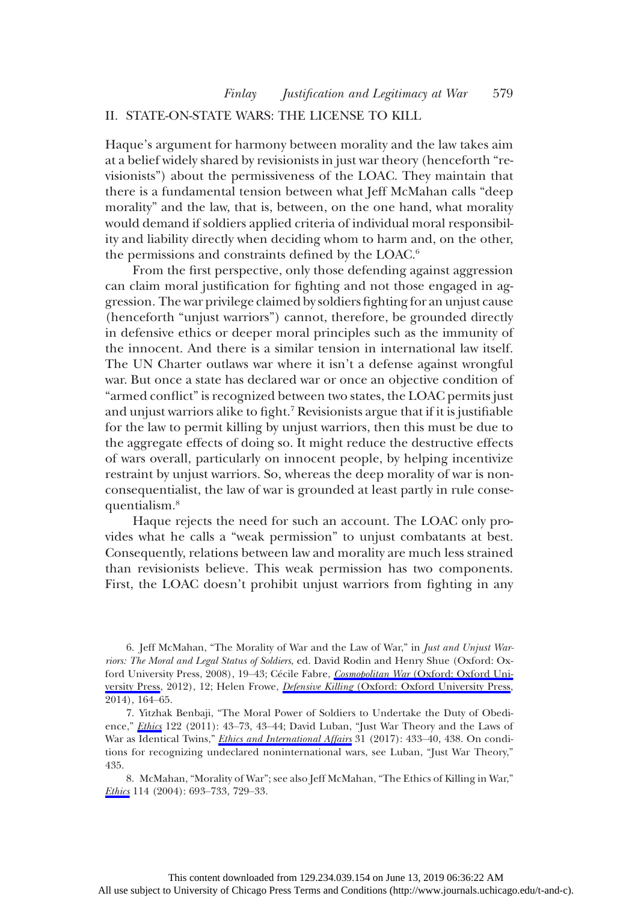## II. STATE-ON-STATE WARS: THE LICENSE TO KILL

Haque's argument for harmony between morality and the law takes aim at a belief widely shared by revisionists in just war theory (henceforth "revisionists") about the permissiveness of the LOAC. They maintain that there is a fundamental tension between what Jeff McMahan calls "deep morality" and the law, that is, between, on the one hand, what morality would demand if soldiers applied criteria of individual moral responsibility and liability directly when deciding whom to harm and, on the other, the permissions and constraints defined by the LOAC.[6]

From the first perspective, only those defending against aggression can claim moral justification for fighting and not those engaged in aggression. The war privilege claimed by soldiers fighting for an unjust cause (henceforth "unjust warriors") cannot, therefore, be grounded directly in defensive ethics or deeper moral principles such as the immunity of the innocent. And there is a similar tension in international law itself. The UN Charter outlaws war where it isn't a defense against wrongful war. But once a state has declared war or once an objective condition of "armed conflict" is recognized between two states, the LOAC permits just and unjust warriors alike to fight.[7] Revisionists argue that if it is justifiable for the law to permit killing by unjust warriors, then this must be due to the aggregate effects of doing so. It might reduce the destructive effects of wars overall, particularly on innocent people, by helping incentivize restraint by unjust warriors. So, whereas the deep morality of war is nonconsequentialist, the law of war is grounded at least partly in rule consequentialism.[8]

Haque rejects the need for such an account. The LOAC only provides what he calls a "weak permission" to unjust combatants at best. Consequently, relations between law and morality are much less strained than revisionists believe. This weak permission has two components. First, the LOAC doesn't prohibit unjust warriors from fighting in any

6. Jeff McMahan, "The Morality of War and the Law of War," in *Just and Unjust Warriors: The Moral and Legal Status of Soldiers*, ed. David Rodin and Henry Shue (Oxford: Oxford University Press, 2008), 19–43; Cécile Fabre, *Cosmopolitan War* (Oxford: Oxford University Press, 2012), 12; Helen Frowe, *Defensive Killing* (Oxford: Oxford University Press, 2014), 164–65.

7. Yitzhak Benbaji, "The Moral Power of Soldiers to Undertake the Duty of Obedience," *Ethics* 122 (2011): 43–73, 43–44; David Luban, "Just War Theory and the Laws of War as Identical Twins," *Ethics and International Affairs* 31 (2017): 433–40, 438. On conditions for recognizing undeclared noninternational wars, see Luban, "Just War Theory," 435.

8. McMahan, "Morality of War"; see also Jeff McMahan, "The Ethics of Killing in War," *Ethics* 114 (2004): 693–733, 729–33.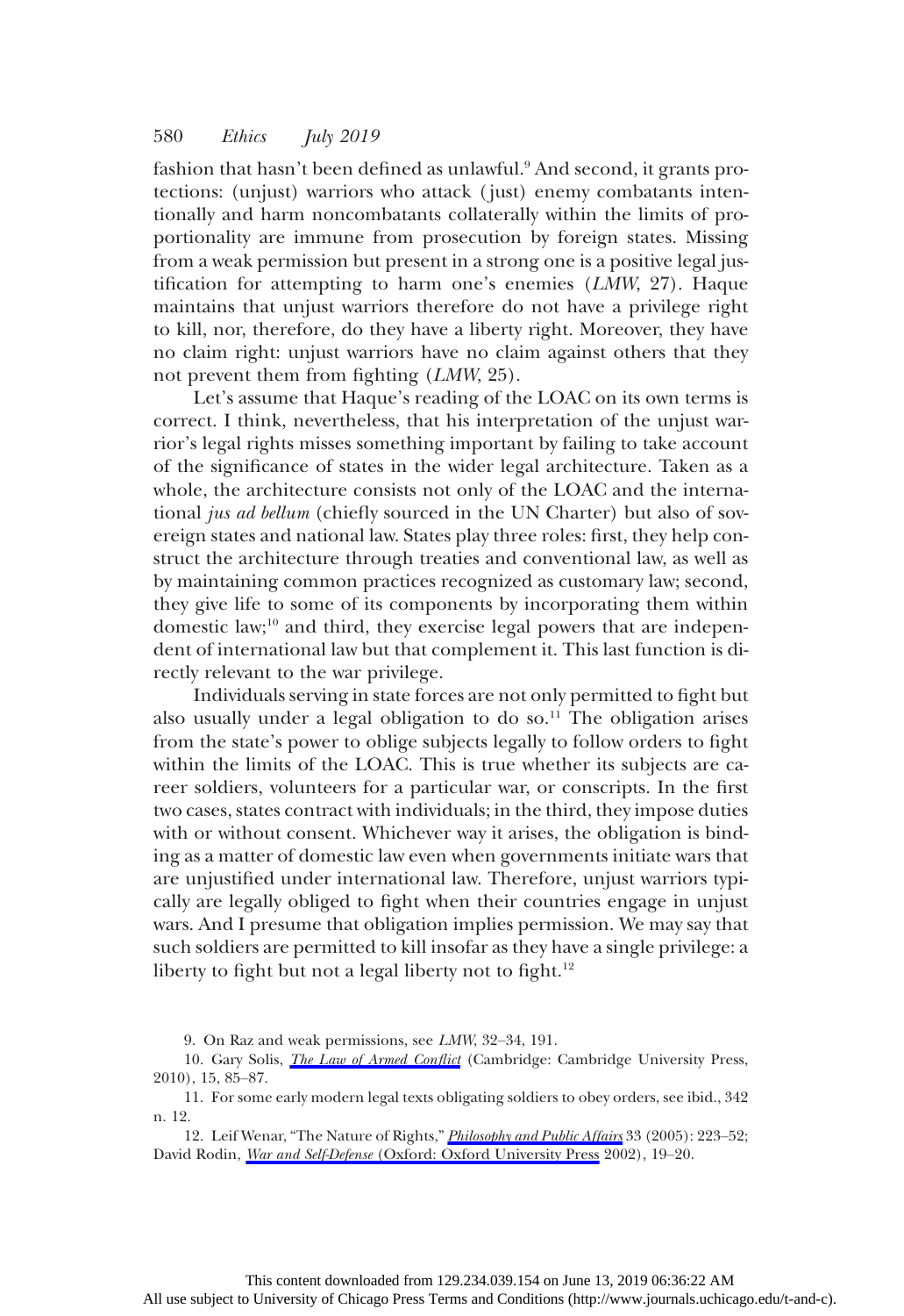fashion that hasn't been defined as unlawful.[9] And second, it grants protections: (unjust) warriors who attack (just) enemy combatants intentionally and harm noncombatants collaterally within the limits of proportionality are immune from prosecution by foreign states. Missing from a weak permission but present in a strong one is a positive legal justification for attempting to harm one's enemies (*LMW*, 27). Haque maintains that unjust warriors therefore do not have a privilege right to kill, nor, therefore, do they have a liberty right. Moreover, they have no claim right: unjust warriors have no claim against others that they not prevent them from fighting (*LMW*, 25).

Let's assume that Haque's reading of the LOAC on its own terms is correct. I think, nevertheless, that his interpretation of the unjust warrior's legal rights misses something important by failing to take account of the significance of states in the wider legal architecture. Taken as a whole, the architecture consists not only of the LOAC and the international *jus ad bellum* (chiefly sourced in the UN Charter) but also of sovereign states and national law. States play three roles: first, they help construct the architecture through treaties and conventional law, as well as by maintaining common practices recognized as customary law; second, they give life to some of its components by incorporating them within domestic law;[10] and third, they exercise legal powers that are independent of international law but that complement it. This last function is directly relevant to the war privilege.

Individuals serving in state forces are not only permitted to fight but also usually under a legal obligation to do so.[11] The obligation arises from the state's power to oblige subjects legally to follow orders to fight within the limits of the LOAC. This is true whether its subjects are career soldiers, volunteers for a particular war, or conscripts. In the first two cases, states contract with individuals; in the third, they impose duties with or without consent. Whichever way it arises, the obligation is binding as a matter of domestic law even when governments initiate wars that are unjustified under international law. Therefore, unjust warriors typically are legally obliged to fight when their countries engage in unjust wars. And I presume that obligation implies permission. We may say that such soldiers are permitted to kill insofar as they have a single privilege: a liberty to fight but not a legal liberty not to fight.[12]

9. On Raz and weak permissions, see *LMW*, 32–34, 191.

10. Gary Solis, *The Law of Armed Conflict* (Cambridge: Cambridge University Press, 2010), 15, 85–87.

11. For some early modern legal texts obligating soldiers to obey orders, see ibid., 342 n. 12.

12. Leif Wenar, "The Nature of Rights," *Philosophy and Public Affairs* 33 (2005): 223–52; David Rodin, *War and Self-Defense* (Oxford: Oxford University Press 2002), 19–20.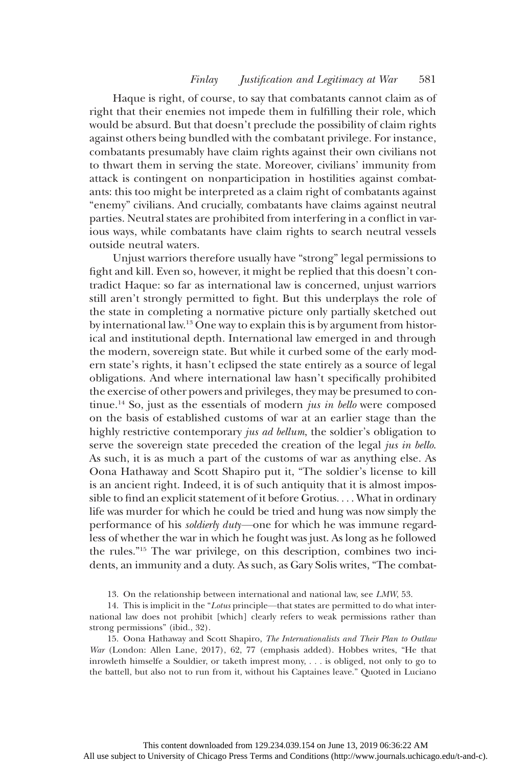Haque is right, of course, to say that combatants cannot claim as of right that their enemies not impede them in fulfilling their role, which would be absurd. But that doesn't preclude the possibility of claim rights against others being bundled with the combatant privilege. For instance, combatants presumably have claim rights against their own civilians not to thwart them in serving the state. Moreover, civilians' immunity from attack is contingent on nonparticipation in hostilities against combatants: this too might be interpreted as a claim right of combatants against "enemy" civilians. And crucially, combatants have claims against neutral parties. Neutral states are prohibited from interfering in a conflict in various ways, while combatants have claim rights to search neutral vessels outside neutral waters.

Unjust warriors therefore usually have "strong" legal permissions to fight and kill. Even so, however, it might be replied that this doesn't contradict Haque: so far as international law is concerned, unjust warriors still aren't strongly permitted to fight. But this underplays the role of the state in completing a normative picture only partially sketched out by international law.[13] One way to explain this is by argument from historical and institutional depth. International law emerged in and through the modern, sovereign state. But while it curbed some of the early modern state's rights, it hasn't eclipsed the state entirely as a source of legal obligations. And where international law hasn't specifically prohibited the exercise of other powers and privileges, they may be presumed to continue.[14] So, just as the essentials of modern *jus in bello* were composed on the basis of established customs of war at an earlier stage than the highly restrictive contemporary *jus ad bellum*, the soldier's obligation to serve the sovereign state preceded the creation of the legal *jus in bello*. As such, it is as much a part of the customs of war as anything else. As Oona Hathaway and Scott Shapiro put it, "The soldier's license to kill is an ancient right. Indeed, it is of such antiquity that it is almost impossible to find an explicit statement of it before Grotius. . . . What in ordinary life was murder for which he could be tried and hung was now simply the performance of his *soldierly duty*—one for which he was immune regardless of whether the war in which he fought was just. As long as he followed the rules."[15] The war privilege, on this description, combines two incidents, an immunity and a duty. As such, as Gary Solis writes, "The combat-

13. On the relationship between international and national law, see *LMW*, 53.

14. This is implicit in the "*Lotus* principle—that states are permitted to do what international law does not prohibit [which] clearly refers to weak permissions rather than strong permissions" (ibid., 32).

15. Oona Hathaway and Scott Shapiro, *The Internationalists and Their Plan to Outlaw War* (London: Allen Lane, 2017), 62, 77 (emphasis added). Hobbes writes, "He that inrowleth himselfe a Souldier, or taketh imprest mony, . . . is obliged, not only to go to the battell, but also not to run from it, without his Captaines leave." Quoted in Luciano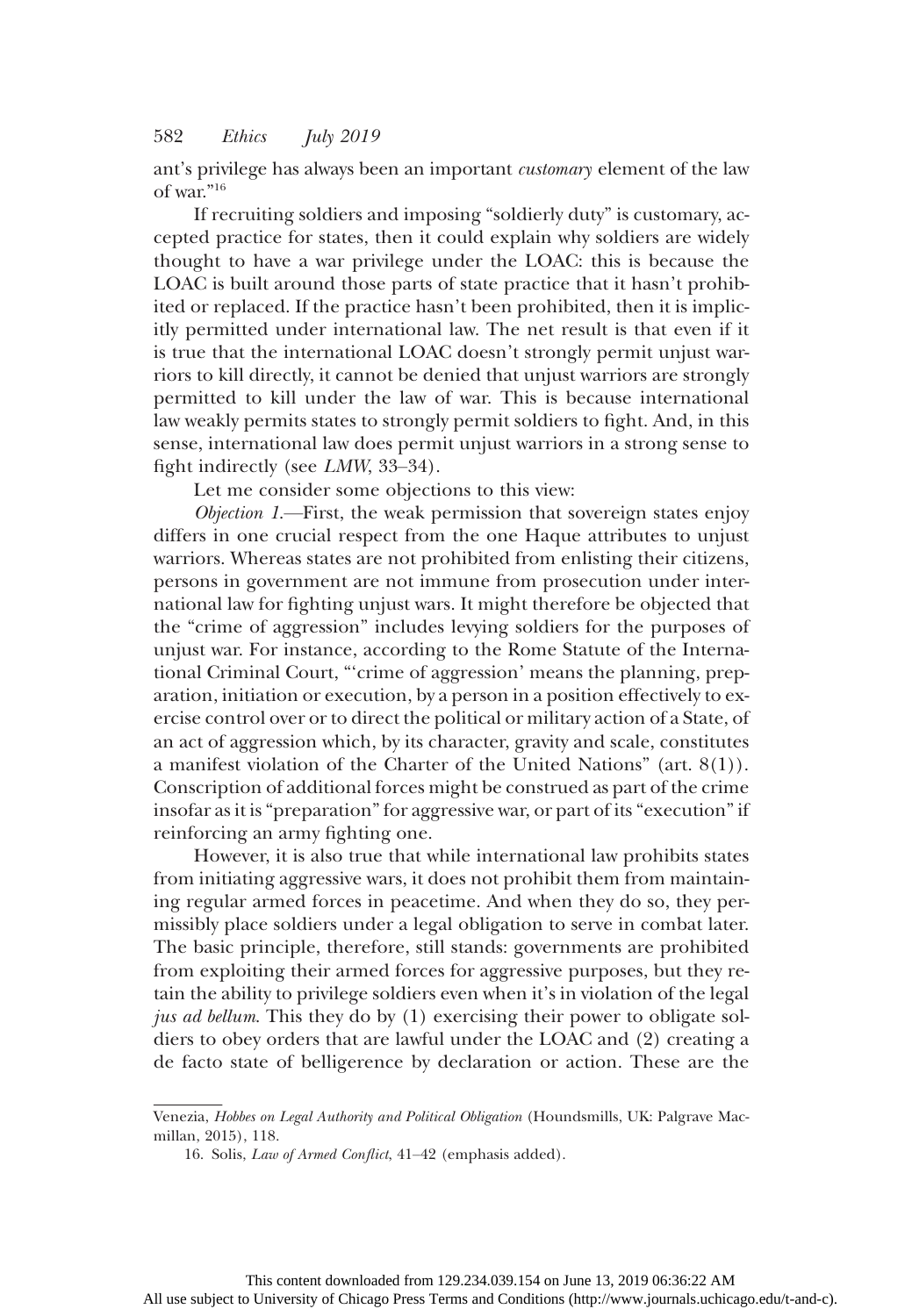ant's privilege has always been an important *customary* element of the law of war."[16]

If recruiting soldiers and imposing "soldierly duty" is customary, accepted practice for states, then it could explain why soldiers are widely thought to have a war privilege under the LOAC: this is because the LOAC is built around those parts of state practice that it hasn't prohibited or replaced. If the practice hasn't been prohibited, then it is implicitly permitted under international law. The net result is that even if it is true that the international LOAC doesn't strongly permit unjust warriors to kill directly, it cannot be denied that unjust warriors are strongly permitted to kill under the law of war. This is because international law weakly permits states to strongly permit soldiers to fight. And, in this sense, international law does permit unjust warriors in a strong sense to fight indirectly (see *LMW*, 33–34).

Let me consider some objections to this view:

*Objection 1.*—First, the weak permission that sovereign states enjoy differs in one crucial respect from the one Haque attributes to unjust warriors. Whereas states are not prohibited from enlisting their citizens, persons in government are not immune from prosecution under international law for fighting unjust wars. It might therefore be objected that the "crime of aggression" includes levying soldiers for the purposes of unjust war. For instance, according to the Rome Statute of the International Criminal Court, "'crime of aggression' means the planning, preparation, initiation or execution, by a person in a position effectively to exercise control over or to direct the political or military action of a State, of an act of aggression which, by its character, gravity and scale, constitutes a manifest violation of the Charter of the United Nations" (art. 8(1)). Conscription of additional forces might be construed as part of the crime insofar as it is "preparation" for aggressive war, or part of its "execution" if reinforcing an army fighting one.

However, it is also true that while international law prohibits states from initiating aggressive wars, it does not prohibit them from maintaining regular armed forces in peacetime. And when they do so, they permissibly place soldiers under a legal obligation to serve in combat later. The basic principle, therefore, still stands: governments are prohibited from exploiting their armed forces for aggressive purposes, but they retain the ability to privilege soldiers even when it's in violation of the legal *jus ad bellum*. This they do by (1) exercising their power to obligate soldiers to obey orders that are lawful under the LOAC and (2) creating a de facto state of belligerence by declaration or action. These are the

---

Venezia, *Hobbes on Legal Authority and Political Obligation* (Houndsmills, UK: Palgrave Macmillan, 2015), 118.

16. Solis, *Law of Armed Conflict*, 41–42 (emphasis added).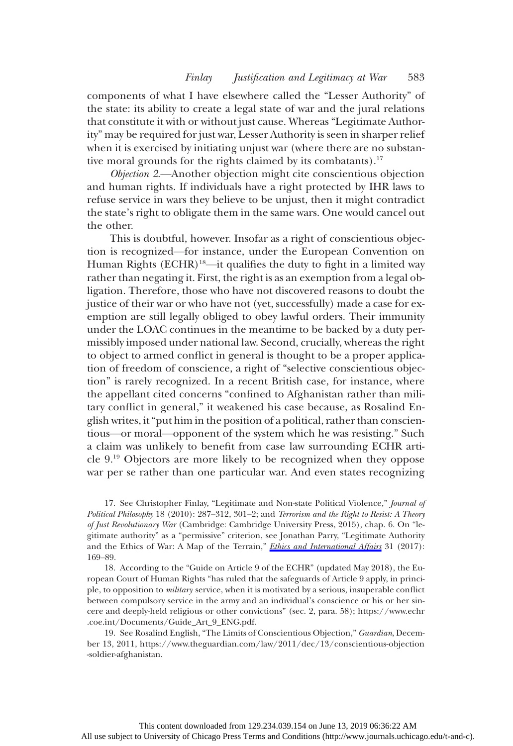components of what I have elsewhere called the "Lesser Authority" of the state: its ability to create a legal state of war and the jural relations that constitute it with or without just cause. Whereas "Legitimate Authority" may be required for just war, Lesser Authority is seen in sharper relief when it is exercised by initiating unjust war (where there are no substantive moral grounds for the rights claimed by its combatants).[17]

*Objection 2.*—Another objection might cite conscientious objection and human rights. If individuals have a right protected by IHR laws to refuse service in wars they believe to be unjust, then it might contradict the state's right to obligate them in the same wars. One would cancel out the other.

This is doubtful, however. Insofar as a right of conscientious objection is recognized—for instance, under the European Convention on Human Rights (ECHR)[18]—it qualifies the duty to fight in a limited way rather than negating it. First, the right is as an exemption from a legal obligation. Therefore, those who have not discovered reasons to doubt the justice of their war or who have not (yet, successfully) made a case for exemption are still legally obliged to obey lawful orders. Their immunity under the LOAC continues in the meantime to be backed by a duty permissibly imposed under national law. Second, crucially, whereas the right to object to armed conflict in general is thought to be a proper application of freedom of conscience, a right of "selective conscientious objection" is rarely recognized. In a recent British case, for instance, where the appellant cited concerns "confined to Afghanistan rather than military conflict in general," it weakened his case because, as Rosalind English writes, it "put him in the position of a political, rather than conscientious—or moral—opponent of the system which he was resisting." Such a claim was unlikely to benefit from case law surrounding ECHR article 9.[19] Objectors are more likely to be recognized when they oppose war per se rather than one particular war. And even states recognizing

17. See Christopher Finlay, "Legitimate and Non-state Political Violence," *Journal of Political Philosophy* 18 (2010): 287–312, 301–2; and *Terrorism and the Right to Resist: A Theory of Just Revolutionary War* (Cambridge: Cambridge University Press, 2015), chap. 6. On "legitimate authority" as a "permissive" criterion, see Jonathan Parry, "Legitimate Authority and the Ethics of War: A Map of the Terrain," *Ethics and International Affairs* 31 (2017): 169–89.

18. According to the "Guide on Article 9 of the ECHR" (updated May 2018), the European Court of Human Rights "has ruled that the safeguards of Article 9 apply, in principle, to opposition to *military* service, when it is motivated by a serious, insuperable conflict between compulsory service in the army and an individual's conscience or his or her sincere and deeply-held religious or other convictions" (sec. 2, para. 58); https://www.echr.coe.int/Documents/Guide_Art_9_ENG.pdf.

19. See Rosalind English, "The Limits of Conscientious Objection," *Guardian*, December 13, 2011, https://www.theguardian.com/law/2011/dec/13/conscientious-objection-soldier-afghanistan.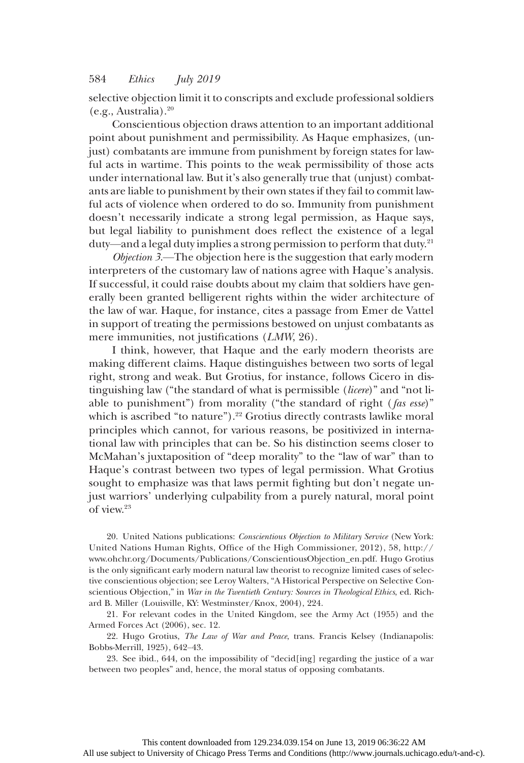selective objection limit it to conscripts and exclude professional soldiers (e.g., Australia).[20]

Conscientious objection draws attention to an important additional point about punishment and permissibility. As Haque emphasizes, (unjust) combatants are immune from punishment by foreign states for lawful acts in wartime. This points to the weak permissibility of those acts under international law. But it's also generally true that (unjust) combatants are liable to punishment by their own states if they fail to commit lawful acts of violence when ordered to do so. Immunity from punishment doesn't necessarily indicate a strong legal permission, as Haque says, but legal liability to punishment does reflect the existence of a legal duty—and a legal duty implies a strong permission to perform that duty.[21]

*Objection 3.*—The objection here is the suggestion that early modern interpreters of the customary law of nations agree with Haque's analysis. If successful, it could raise doubts about my claim that soldiers have generally been granted belligerent rights within the wider architecture of the law of war. Haque, for instance, cites a passage from Emer de Vattel in support of treating the permissions bestowed on unjust combatants as mere immunities, not justifications (*LMW*, 26).

I think, however, that Haque and the early modern theorists are making different claims. Haque distinguishes between two sorts of legal right, strong and weak. But Grotius, for instance, follows Cicero in distinguishing law ("the standard of what is permissible (*licere*)" and "not liable to punishment") from morality ("the standard of right (*fas esse*)" which is ascribed "to nature").[22] Grotius directly contrasts lawlike moral principles which cannot, for various reasons, be positivized in international law with principles that can be. So his distinction seems closer to McMahan's juxtaposition of "deep morality" to the "law of war" than to Haque's contrast between two types of legal permission. What Grotius sought to emphasize was that laws permit fighting but don't negate unjust warriors' underlying culpability from a purely natural, moral point of view.[23]

20. United Nations publications: *Conscientious Objection to Military Service* (New York: United Nations Human Rights, Office of the High Commissioner, 2012), 58, http://www.ohchr.org/Documents/Publications/ConscientiousObjection_en.pdf. Hugo Grotius is the only significant early modern natural law theorist to recognize limited cases of selective conscientious objection; see Leroy Walters, "A Historical Perspective on Selective Conscientious Objection," in *War in the Twentieth Century: Sources in Theological Ethics*, ed. Richard B. Miller (Louisville, KY: Westminster/Knox, 2004), 224.

21. For relevant codes in the United Kingdom, see the Army Act (1955) and the Armed Forces Act (2006), sec. 12.

22. Hugo Grotius, *The Law of War and Peace*, trans. Francis Kelsey (Indianapolis: Bobbs-Merrill, 1925), 642–43.

23. See ibid., 644, on the impossibility of "decid[ing] regarding the justice of a war between two peoples" and, hence, the moral status of opposing combatants.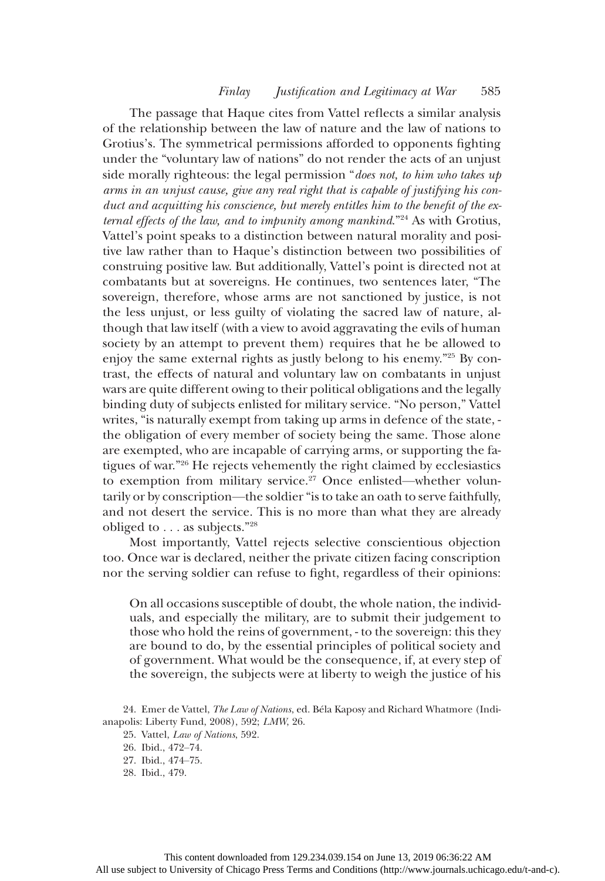The passage that Haque cites from Vattel reflects a similar analysis of the relationship between the law of nature and the law of nations to Grotius's. The symmetrical permissions afforded to opponents fighting under the "voluntary law of nations" do not render the acts of an unjust side morally righteous: the legal permission "*does not, to him who takes up arms in an unjust cause, give any real right that is capable of justifying his conduct and acquitting his conscience, but merely entitles him to the benefit of the external effects of the law, and to impunity among mankind*."[24] As with Grotius, Vattel's point speaks to a distinction between natural morality and positive law rather than to Haque's distinction between two possibilities of construing positive law. But additionally, Vattel's point is directed not at combatants but at sovereigns. He continues, two sentences later, "The sovereign, therefore, whose arms are not sanctioned by justice, is not the less unjust, or less guilty of violating the sacred law of nature, although that law itself (with a view to avoid aggravating the evils of human society by an attempt to prevent them) requires that he be allowed to enjoy the same external rights as justly belong to his enemy."[25] By contrast, the effects of natural and voluntary law on combatants in unjust wars are quite different owing to their political obligations and the legally binding duty of subjects enlisted for military service. "No person," Vattel writes, "is naturally exempt from taking up arms in defence of the state, - the obligation of every member of society being the same. Those alone are exempted, who are incapable of carrying arms, or supporting the fatigues of war."[26] He rejects vehemently the right claimed by ecclesiastics to exemption from military service.[27] Once enlisted—whether voluntarily or by conscription—the soldier "is to take an oath to serve faithfully, and not desert the service. This is no more than what they are already obliged to . . . as subjects."[28]

Most importantly, Vattel rejects selective conscientious objection too. Once war is declared, neither the private citizen facing conscription nor the serving soldier can refuse to fight, regardless of their opinions:

> On all occasions susceptible of doubt, the whole nation, the individuals, and especially the military, are to submit their judgement to those who hold the reins of government, - to the sovereign: this they are bound to do, by the essential principles of political society and of government. What would be the consequence, if, at every step of the sovereign, the subjects were at liberty to weigh the justice of his

24. Emer de Vattel, *The Law of Nations*, ed. Béla Kaposy and Richard Whatmore (Indianapolis: Liberty Fund, 2008), 592; *LMW*, 26.

25. Vattel, *Law of Nations*, 592.

26. Ibid., 472–74.

27. Ibid., 474–75.

28. Ibid., 479.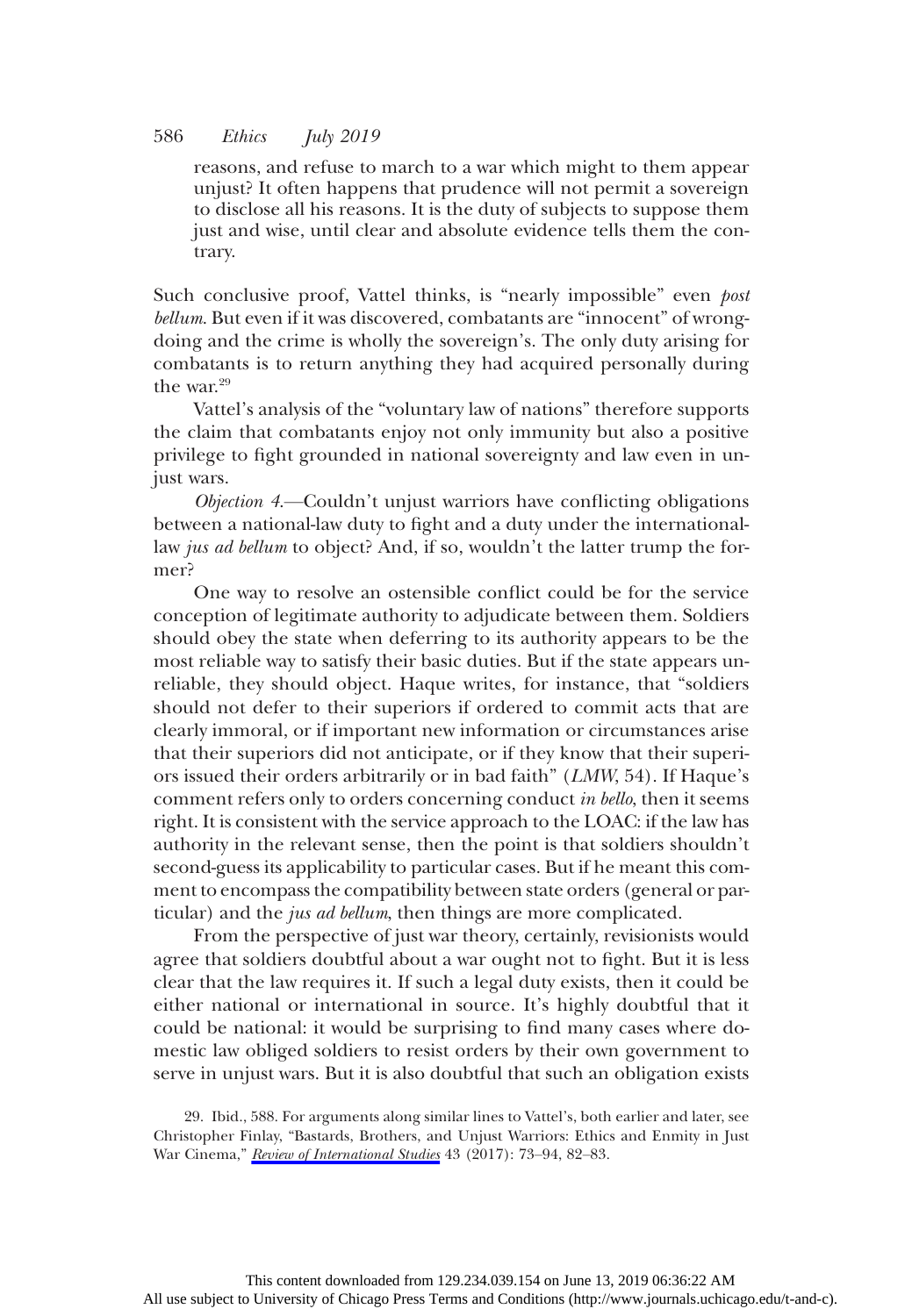> reasons, and refuse to march to a war which might to them appear unjust? It often happens that prudence will not permit a sovereign to disclose all his reasons. It is the duty of subjects to suppose them just and wise, until clear and absolute evidence tells them the contrary.

Such conclusive proof, Vattel thinks, is "nearly impossible" even *post bellum*. But even if it was discovered, combatants are "innocent" of wrongdoing and the crime is wholly the sovereign's. The only duty arising for combatants is to return anything they had acquired personally during the war.[29]

Vattel's analysis of the "voluntary law of nations" therefore supports the claim that combatants enjoy not only immunity but also a positive privilege to fight grounded in national sovereignty and law even in unjust wars.

*Objection 4*.—Couldn't unjust warriors have conflicting obligations between a national-law duty to fight and a duty under the international-law *jus ad bellum* to object? And, if so, wouldn't the latter trump the former?

One way to resolve an ostensible conflict could be for the service conception of legitimate authority to adjudicate between them. Soldiers should obey the state when deferring to its authority appears to be the most reliable way to satisfy their basic duties. But if the state appears unreliable, they should object. Haque writes, for instance, that "soldiers should not defer to their superiors if ordered to commit acts that are clearly immoral, or if important new information or circumstances arise that their superiors did not anticipate, or if they know that their superiors issued their orders arbitrarily or in bad faith" (*LMW*, 54). If Haque's comment refers only to orders concerning conduct *in bello*, then it seems right. It is consistent with the service approach to the LOAC: if the law has authority in the relevant sense, then the point is that soldiers shouldn't second-guess its applicability to particular cases. But if he meant this comment to encompass the compatibility between state orders (general or particular) and the *jus ad bellum*, then things are more complicated.

From the perspective of just war theory, certainly, revisionists would agree that soldiers doubtful about a war ought not to fight. But it is less clear that the law requires it. If such a legal duty exists, then it could be either national or international in source. It's highly doubtful that it could be national: it would be surprising to find many cases where domestic law obliged soldiers to resist orders by their own government to serve in unjust wars. But it is also doubtful that such an obligation exists

29. Ibid., 588. For arguments along similar lines to Vattel's, both earlier and later, see Christopher Finlay, "Bastards, Brothers, and Unjust Warriors: Ethics and Enmity in Just War Cinema," *Review of International Studies* 43 (2017): 73–94, 82–83.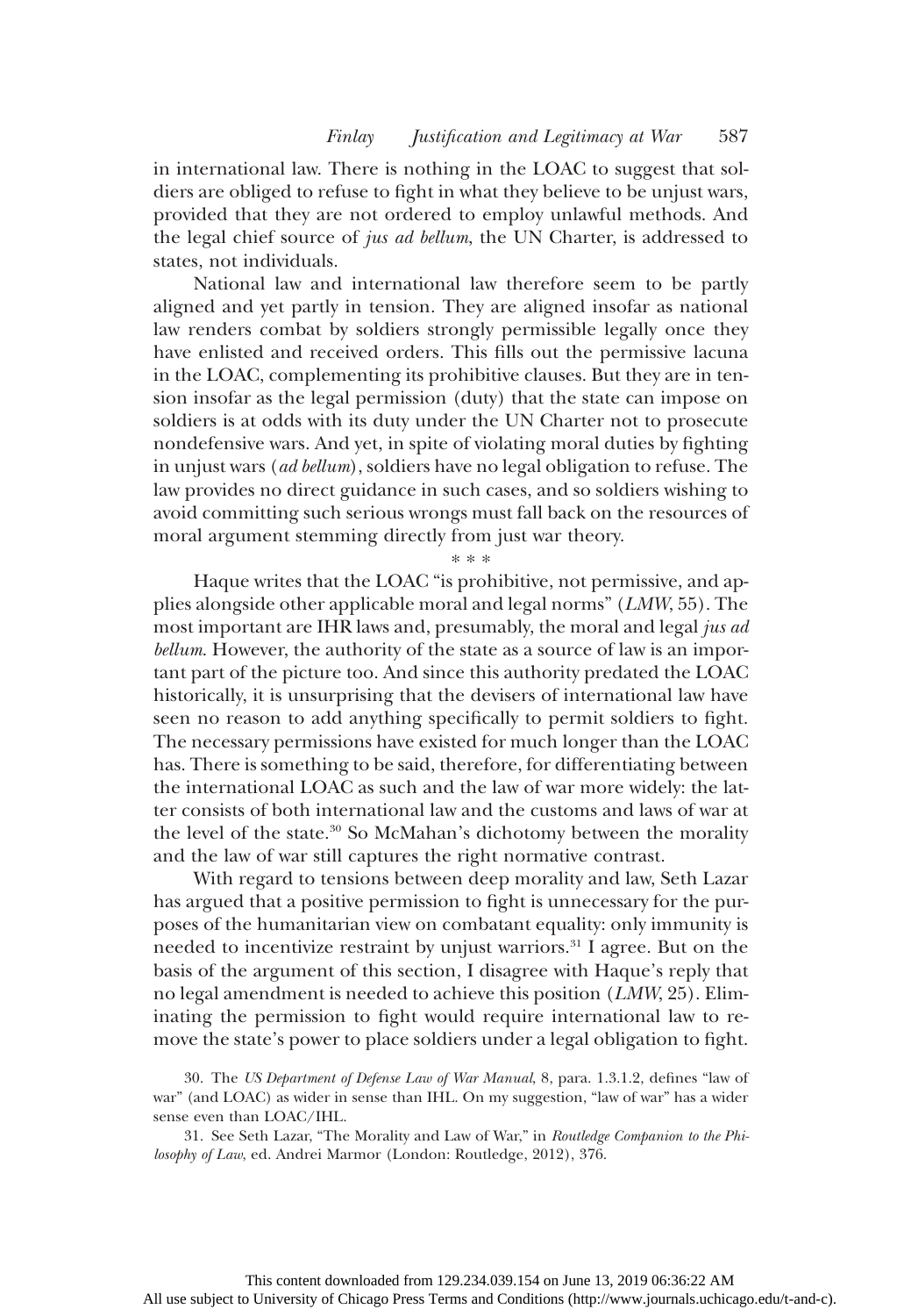in international law. There is nothing in the LOAC to suggest that soldiers are obliged to refuse to fight in what they believe to be unjust wars, provided that they are not ordered to employ unlawful methods. And the legal chief source of *jus ad bellum*, the UN Charter, is addressed to states, not individuals.

National law and international law therefore seem to be partly aligned and yet partly in tension. They are aligned insofar as national law renders combat by soldiers strongly permissible legally once they have enlisted and received orders. This fills out the permissive lacuna in the LOAC, complementing its prohibitive clauses. But they are in tension insofar as the legal permission (duty) that the state can impose on soldiers is at odds with its duty under the UN Charter not to prosecute nondefensive wars. And yet, in spite of violating moral duties by fighting in unjust wars (*ad bellum*), soldiers have no legal obligation to refuse. The law provides no direct guidance in such cases, and so soldiers wishing to avoid committing such serious wrongs must fall back on the resources of moral argument stemming directly from just war theory.

\* \* \*

Haque writes that the LOAC "is prohibitive, not permissive, and applies alongside other applicable moral and legal norms" (*LMW*, 55). The most important are IHR laws and, presumably, the moral and legal *jus ad bellum*. However, the authority of the state as a source of law is an important part of the picture too. And since this authority predated the LOAC historically, it is unsurprising that the devisers of international law have seen no reason to add anything specifically to permit soldiers to fight. The necessary permissions have existed for much longer than the LOAC has. There is something to be said, therefore, for differentiating between the international LOAC as such and the law of war more widely: the latter consists of both international law and the customs and laws of war at the level of the state.[30] So McMahan's dichotomy between the morality and the law of war still captures the right normative contrast.

With regard to tensions between deep morality and law, Seth Lazar has argued that a positive permission to fight is unnecessary for the purposes of the humanitarian view on combatant equality: only immunity is needed to incentivize restraint by unjust warriors.[31] I agree. But on the basis of the argument of this section, I disagree with Haque's reply that no legal amendment is needed to achieve this position (*LMW*, 25). Eliminating the permission to fight would require international law to remove the state's power to place soldiers under a legal obligation to fight.

30. The *US Department of Defense Law of War Manual*, 8, para. 1.3.1.2, defines "law of war" (and LOAC) as wider in sense than IHL. On my suggestion, "law of war" has a wider sense even than LOAC/IHL.

31. See Seth Lazar, "The Morality and Law of War," in *Routledge Companion to the Philosophy of Law*, ed. Andrei Marmor (London: Routledge, 2012), 376.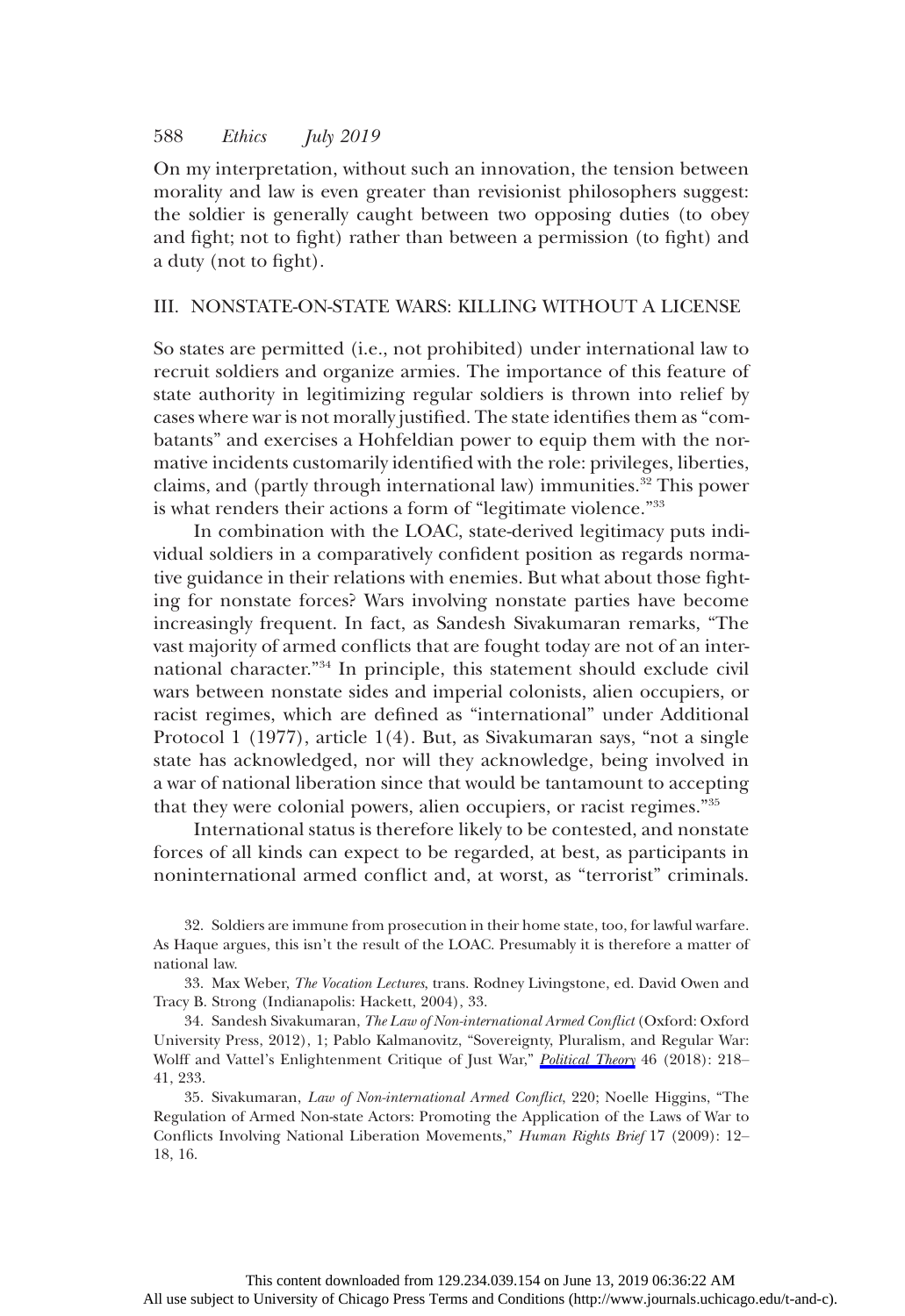On my interpretation, without such an innovation, the tension between morality and law is even greater than revisionist philosophers suggest: the soldier is generally caught between two opposing duties (to obey and fight; not to fight) rather than between a permission (to fight) and a duty (not to fight).

## III. NONSTATE-ON-STATE WARS: KILLING WITHOUT A LICENSE

So states are permitted (i.e., not prohibited) under international law to recruit soldiers and organize armies. The importance of this feature of state authority in legitimizing regular soldiers is thrown into relief by cases where war is not morally justified. The state identifies them as "combatants" and exercises a Hohfeldian power to equip them with the normative incidents customarily identified with the role: privileges, liberties, claims, and (partly through international law) immunities.[32] This power is what renders their actions a form of "legitimate violence."[33]

In combination with the LOAC, state-derived legitimacy puts individual soldiers in a comparatively confident position as regards normative guidance in their relations with enemies. But what about those fighting for nonstate forces? Wars involving nonstate parties have become increasingly frequent. In fact, as Sandesh Sivakumaran remarks, "The vast majority of armed conflicts that are fought today are not of an international character."[34] In principle, this statement should exclude civil wars between nonstate sides and imperial colonists, alien occupiers, or racist regimes, which are defined as "international" under Additional Protocol 1 (1977), article 1(4). But, as Sivakumaran says, "not a single state has acknowledged, nor will they acknowledge, being involved in a war of national liberation since that would be tantamount to accepting that they were colonial powers, alien occupiers, or racist regimes."[35]

International status is therefore likely to be contested, and nonstate forces of all kinds can expect to be regarded, at best, as participants in noninternational armed conflict and, at worst, as "terrorist" criminals.

32. Soldiers are immune from prosecution in their home state, too, for lawful warfare. As Haque argues, this isn't the result of the LOAC. Presumably it is therefore a matter of national law.

33. Max Weber, *The Vocation Lectures*, trans. Rodney Livingstone, ed. David Owen and Tracy B. Strong (Indianapolis: Hackett, 2004), 33.

34. Sandesh Sivakumaran, *The Law of Non-international Armed Conflict* (Oxford: Oxford University Press, 2012), 1; Pablo Kalmanovitz, "Sovereignty, Pluralism, and Regular War: Wolff and Vattel's Enlightenment Critique of Just War," *Political Theory* 46 (2018): 218–41, 233.

35. Sivakumaran, *Law of Non-international Armed Conflict*, 220; Noelle Higgins, "The Regulation of Armed Non-state Actors: Promoting the Application of the Laws of War to Conflicts Involving National Liberation Movements," *Human Rights Brief* 17 (2009): 12–18, 16.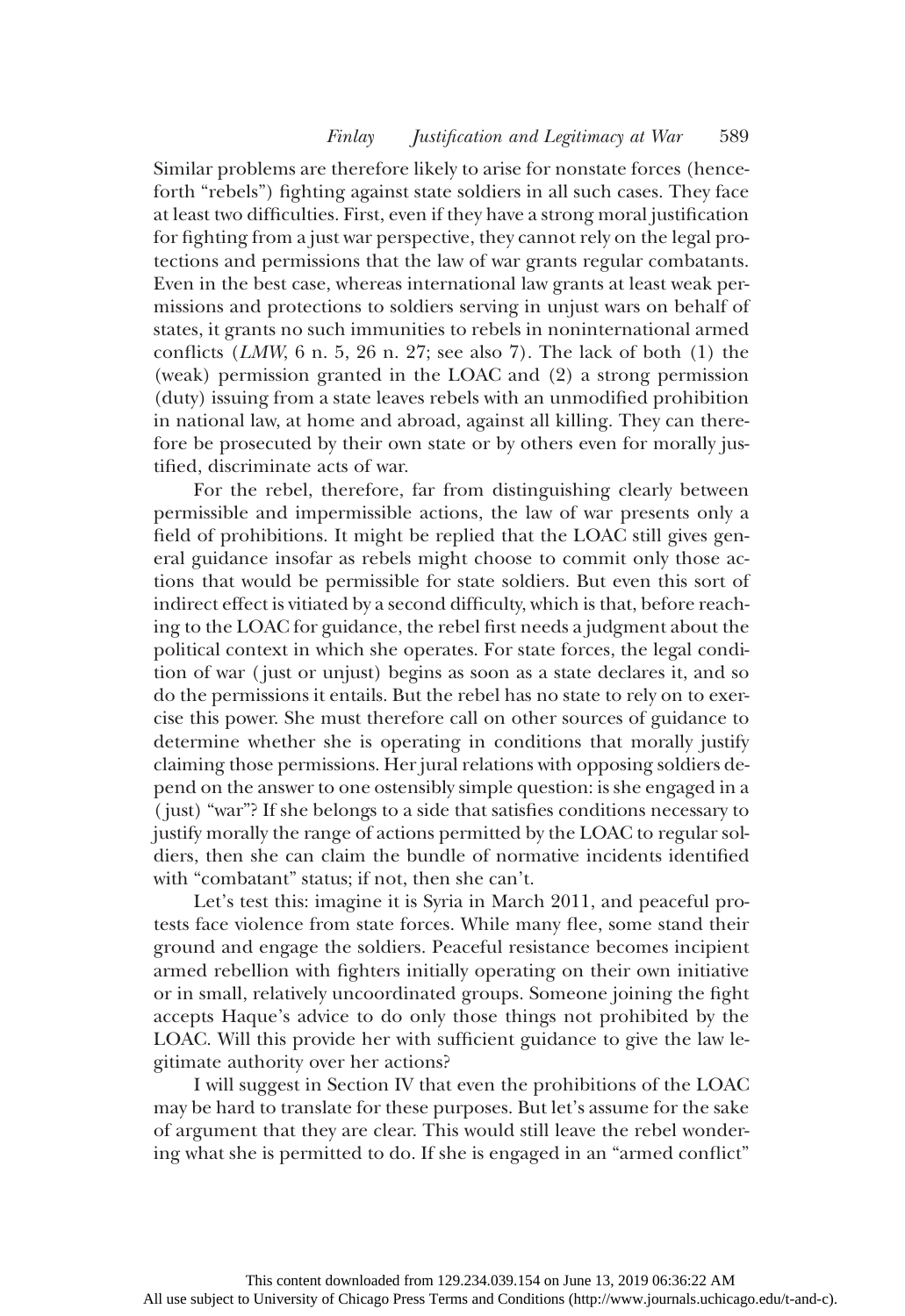Similar problems are therefore likely to arise for nonstate forces (henceforth "rebels") fighting against state soldiers in all such cases. They face at least two difficulties. First, even if they have a strong moral justification for fighting from a just war perspective, they cannot rely on the legal protections and permissions that the law of war grants regular combatants. Even in the best case, whereas international law grants at least weak permissions and protections to soldiers serving in unjust wars on behalf of states, it grants no such immunities to rebels in noninternational armed conflicts (*LMW*, 6 n. 5, 26 n. 27; see also 7). The lack of both (1) the (weak) permission granted in the LOAC and (2) a strong permission (duty) issuing from a state leaves rebels with an unmodified prohibition in national law, at home and abroad, against all killing. They can therefore be prosecuted by their own state or by others even for morally justified, discriminate acts of war.

For the rebel, therefore, far from distinguishing clearly between permissible and impermissible actions, the law of war presents only a field of prohibitions. It might be replied that the LOAC still gives general guidance insofar as rebels might choose to commit only those actions that would be permissible for state soldiers. But even this sort of indirect effect is vitiated by a second difficulty, which is that, before reaching to the LOAC for guidance, the rebel first needs a judgment about the political context in which she operates. For state forces, the legal condition of war (just or unjust) begins as soon as a state declares it, and so do the permissions it entails. But the rebel has no state to rely on to exercise this power. She must therefore call on other sources of guidance to determine whether she is operating in conditions that morally justify claiming those permissions. Her jural relations with opposing soldiers depend on the answer to one ostensibly simple question: is she engaged in a (just) "war"? If she belongs to a side that satisfies conditions necessary to justify morally the range of actions permitted by the LOAC to regular soldiers, then she can claim the bundle of normative incidents identified with "combatant" status; if not, then she can't.

Let's test this: imagine it is Syria in March 2011, and peaceful protests face violence from state forces. While many flee, some stand their ground and engage the soldiers. Peaceful resistance becomes incipient armed rebellion with fighters initially operating on their own initiative or in small, relatively uncoordinated groups. Someone joining the fight accepts Haque's advice to do only those things not prohibited by the LOAC. Will this provide her with sufficient guidance to give the law legitimate authority over her actions?

I will suggest in Section IV that even the prohibitions of the LOAC may be hard to translate for these purposes. But let's assume for the sake of argument that they are clear. This would still leave the rebel wondering what she is permitted to do. If she is engaged in an "armed conflict"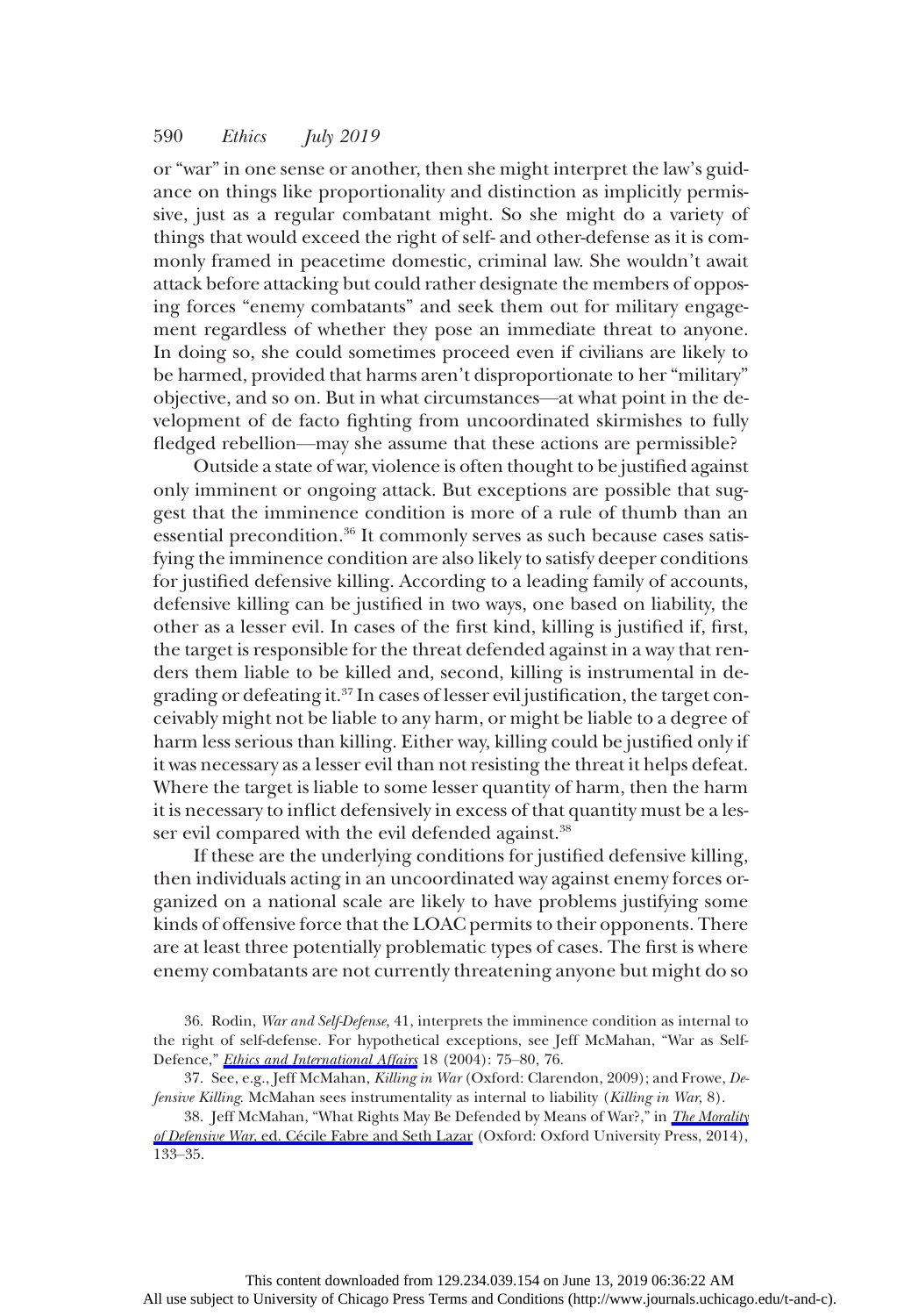or "war" in one sense or another, then she might interpret the law's guidance on things like proportionality and distinction as implicitly permissive, just as a regular combatant might. So she might do a variety of things that would exceed the right of self- and other-defense as it is commonly framed in peacetime domestic, criminal law. She wouldn't await attack before attacking but could rather designate the members of opposing forces "enemy combatants" and seek them out for military engagement regardless of whether they pose an immediate threat to anyone. In doing so, she could sometimes proceed even if civilians are likely to be harmed, provided that harms aren't disproportionate to her "military" objective, and so on. But in what circumstances—at what point in the development of de facto fighting from uncoordinated skirmishes to fully fledged rebellion—may she assume that these actions are permissible?

Outside a state of war, violence is often thought to be justified against only imminent or ongoing attack. But exceptions are possible that suggest that the imminence condition is more of a rule of thumb than an essential precondition.[36] It commonly serves as such because cases satisfying the imminence condition are also likely to satisfy deeper conditions for justified defensive killing. According to a leading family of accounts, defensive killing can be justified in two ways, one based on liability, the other as a lesser evil. In cases of the first kind, killing is justified if, first, the target is responsible for the threat defended against in a way that renders them liable to be killed and, second, killing is instrumental in degrading or defeating it.[37] In cases of lesser evil justification, the target conceivably might not be liable to any harm, or might be liable to a degree of harm less serious than killing. Either way, killing could be justified only if it was necessary as a lesser evil than not resisting the threat it helps defeat. Where the target is liable to some lesser quantity of harm, then the harm it is necessary to inflict defensively in excess of that quantity must be a lesser evil compared with the evil defended against.[38]

If these are the underlying conditions for justified defensive killing, then individuals acting in an uncoordinated way against enemy forces organized on a national scale are likely to have problems justifying some kinds of offensive force that the LOAC permits to their opponents. There are at least three potentially problematic types of cases. The first is where enemy combatants are not currently threatening anyone but might do so

36. Rodin, *War and Self-Defense*, 41, interprets the imminence condition as internal to the right of self-defense. For hypothetical exceptions, see Jeff McMahan, "War as Self-Defence," *Ethics and International Affairs* 18 (2004): 75–80, 76.

37. See, e.g., Jeff McMahan, *Killing in War* (Oxford: Clarendon, 2009); and Frowe, *Defensive Killing*. McMahan sees instrumentality as internal to liability (*Killing in War*, 8).

38. Jeff McMahan, "What Rights May Be Defended by Means of War?," in *The Morality of Defensive War*, ed. Cécile Fabre and Seth Lazar (Oxford: Oxford University Press, 2014), 133–35.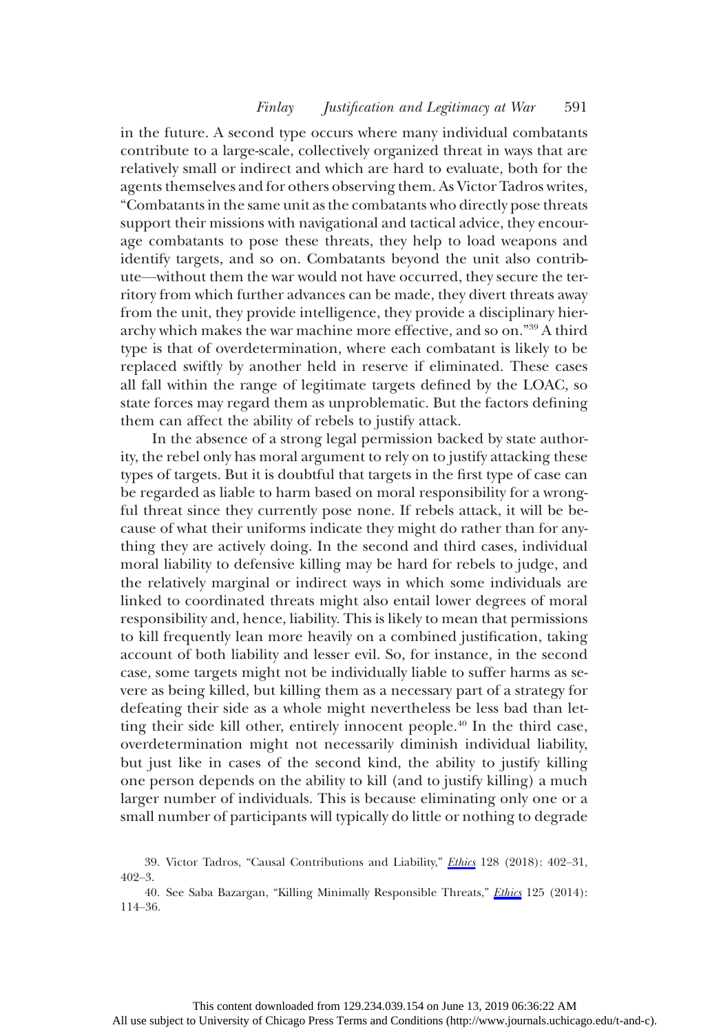in the future. A second type occurs where many individual combatants contribute to a large-scale, collectively organized threat in ways that are relatively small or indirect and which are hard to evaluate, both for the agents themselves and for others observing them. As Victor Tadros writes, "Combatants in the same unit as the combatants who directly pose threats support their missions with navigational and tactical advice, they encourage combatants to pose these threats, they help to load weapons and identify targets, and so on. Combatants beyond the unit also contribute—without them the war would not have occurred, they secure the territory from which further advances can be made, they divert threats away from the unit, they provide intelligence, they provide a disciplinary hierarchy which makes the war machine more effective, and so on."[39] A third type is that of overdetermination, where each combatant is likely to be replaced swiftly by another held in reserve if eliminated. These cases all fall within the range of legitimate targets defined by the LOAC, so state forces may regard them as unproblematic. But the factors defining them can affect the ability of rebels to justify attack.

In the absence of a strong legal permission backed by state authority, the rebel only has moral argument to rely on to justify attacking these types of targets. But it is doubtful that targets in the first type of case can be regarded as liable to harm based on moral responsibility for a wrongful threat since they currently pose none. If rebels attack, it will be because of what their uniforms indicate they might do rather than for anything they are actively doing. In the second and third cases, individual moral liability to defensive killing may be hard for rebels to judge, and the relatively marginal or indirect ways in which some individuals are linked to coordinated threats might also entail lower degrees of moral responsibility and, hence, liability. This is likely to mean that permissions to kill frequently lean more heavily on a combined justification, taking account of both liability and lesser evil. So, for instance, in the second case, some targets might not be individually liable to suffer harms as severe as being killed, but killing them as a necessary part of a strategy for defeating their side as a whole might nevertheless be less bad than letting their side kill other, entirely innocent people.[40] In the third case, overdetermination might not necessarily diminish individual liability, but just like in cases of the second kind, the ability to justify killing one person depends on the ability to kill (and to justify killing) a much larger number of individuals. This is because eliminating only one or a small number of participants will typically do little or nothing to degrade

39. Victor Tadros, "Causal Contributions and Liability," *Ethics* 128 (2018): 402–31, 402–3.

40. See Saba Bazargan, "Killing Minimally Responsible Threats," *Ethics* 125 (2014): 114–36.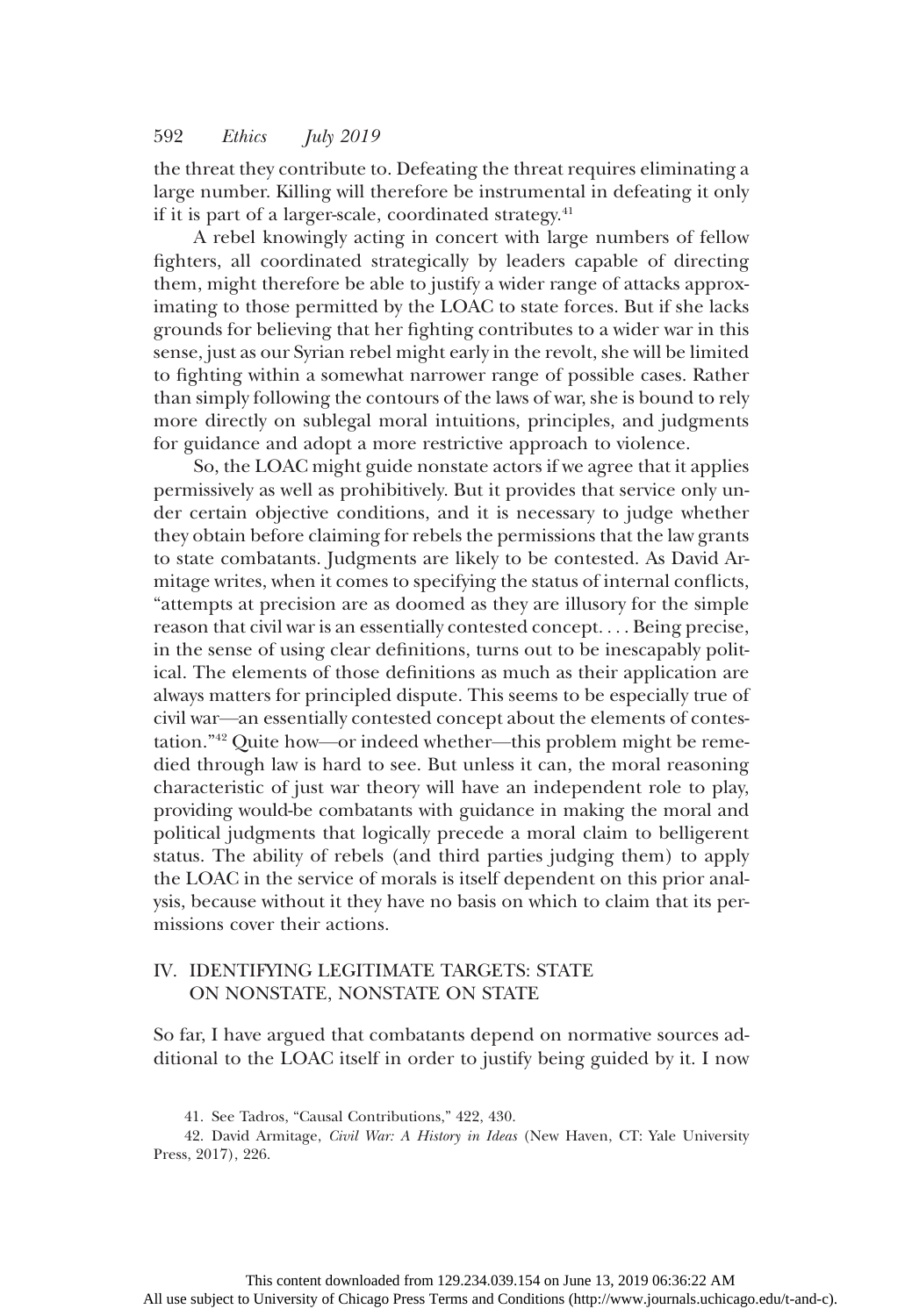the threat they contribute to. Defeating the threat requires eliminating a large number. Killing will therefore be instrumental in defeating it only if it is part of a larger-scale, coordinated strategy.[41]

A rebel knowingly acting in concert with large numbers of fellow fighters, all coordinated strategically by leaders capable of directing them, might therefore be able to justify a wider range of attacks approximating to those permitted by the LOAC to state forces. But if she lacks grounds for believing that her fighting contributes to a wider war in this sense, just as our Syrian rebel might early in the revolt, she will be limited to fighting within a somewhat narrower range of possible cases. Rather than simply following the contours of the laws of war, she is bound to rely more directly on sublegal moral intuitions, principles, and judgments for guidance and adopt a more restrictive approach to violence.

So, the LOAC might guide nonstate actors if we agree that it applies permissively as well as prohibitively. But it provides that service only under certain objective conditions, and it is necessary to judge whether they obtain before claiming for rebels the permissions that the law grants to state combatants. Judgments are likely to be contested. As David Armitage writes, when it comes to specifying the status of internal conflicts, "attempts at precision are as doomed as they are illusory for the simple reason that civil war is an essentially contested concept. . . . Being precise, in the sense of using clear definitions, turns out to be inescapably political. The elements of those definitions as much as their application are always matters for principled dispute. This seems to be especially true of civil war—an essentially contested concept about the elements of contestation."[42] Quite how—or indeed whether—this problem might be remedied through law is hard to see. But unless it can, the moral reasoning characteristic of just war theory will have an independent role to play, providing would-be combatants with guidance in making the moral and political judgments that logically precede a moral claim to belligerent status. The ability of rebels (and third parties judging them) to apply the LOAC in the service of morals is itself dependent on this prior analysis, because without it they have no basis on which to claim that its permissions cover their actions.

## IV. IDENTIFYING LEGITIMATE TARGETS: STATE ON NONSTATE, NONSTATE ON STATE

So far, I have argued that combatants depend on normative sources additional to the LOAC itself in order to justify being guided by it. I now

41. See Tadros, "Causal Contributions," 422, 430.

42. David Armitage, *Civil War: A History in Ideas* (New Haven, CT: Yale University Press, 2017), 226.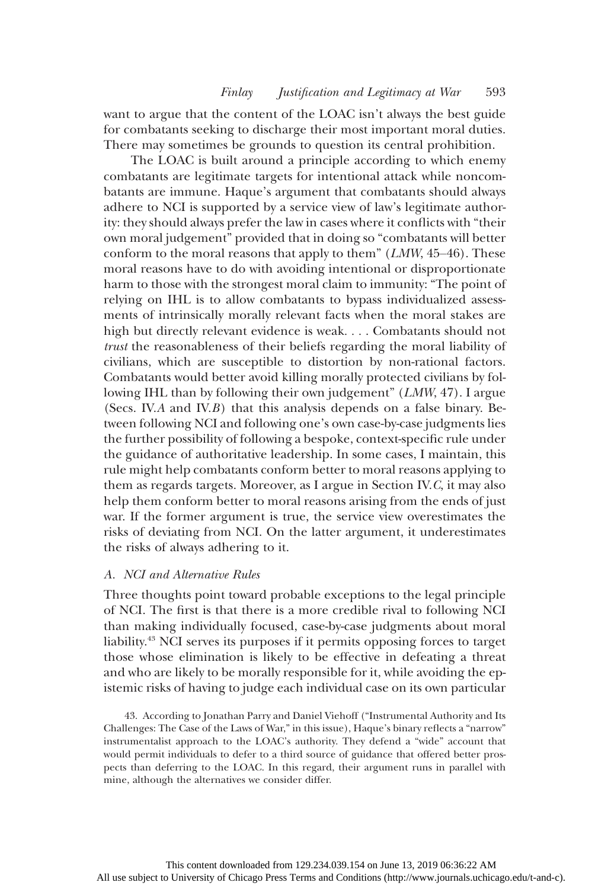want to argue that the content of the LOAC isn't always the best guide for combatants seeking to discharge their most important moral duties. There may sometimes be grounds to question its central prohibition.

The LOAC is built around a principle according to which enemy combatants are legitimate targets for intentional attack while noncombatants are immune. Haque's argument that combatants should always adhere to NCI is supported by a service view of law's legitimate authority: they should always prefer the law in cases where it conflicts with "their own moral judgement" provided that in doing so "combatants will better conform to the moral reasons that apply to them" (*LMW*, 45–46). These moral reasons have to do with avoiding intentional or disproportionate harm to those with the strongest moral claim to immunity: "The point of relying on IHL is to allow combatants to bypass individualized assessments of intrinsically morally relevant facts when the moral stakes are high but directly relevant evidence is weak. . . . Combatants should not *trust* the reasonableness of their beliefs regarding the moral liability of civilians, which are susceptible to distortion by non-rational factors. Combatants would better avoid killing morally protected civilians by following IHL than by following their own judgement" (*LMW*, 47). I argue (Secs. IV.*A* and IV.*B*) that this analysis depends on a false binary. Between following NCI and following one's own case-by-case judgments lies the further possibility of following a bespoke, context-specific rule under the guidance of authoritative leadership. In some cases, I maintain, this rule might help combatants conform better to moral reasons applying to them as regards targets. Moreover, as I argue in Section IV.*C*, it may also help them conform better to moral reasons arising from the ends of just war. If the former argument is true, the service view overestimates the risks of deviating from NCI. On the latter argument, it underestimates the risks of always adhering to it.

### *A. NCI and Alternative Rules*

Three thoughts point toward probable exceptions to the legal principle of NCI. The first is that there is a more credible rival to following NCI than making individually focused, case-by-case judgments about moral liability.[43] NCI serves its purposes if it permits opposing forces to target those whose elimination is likely to be effective in defeating a threat and who are likely to be morally responsible for it, while avoiding the epistemic risks of having to judge each individual case on its own particular

43. According to Jonathan Parry and Daniel Viehoff ("Instrumental Authority and Its Challenges: The Case of the Laws of War," in this issue), Haque's binary reflects a "narrow" instrumentalist approach to the LOAC's authority. They defend a "wide" account that would permit individuals to defer to a third source of guidance that offered better prospects than deferring to the LOAC. In this regard, their argument runs in parallel with mine, although the alternatives we consider differ.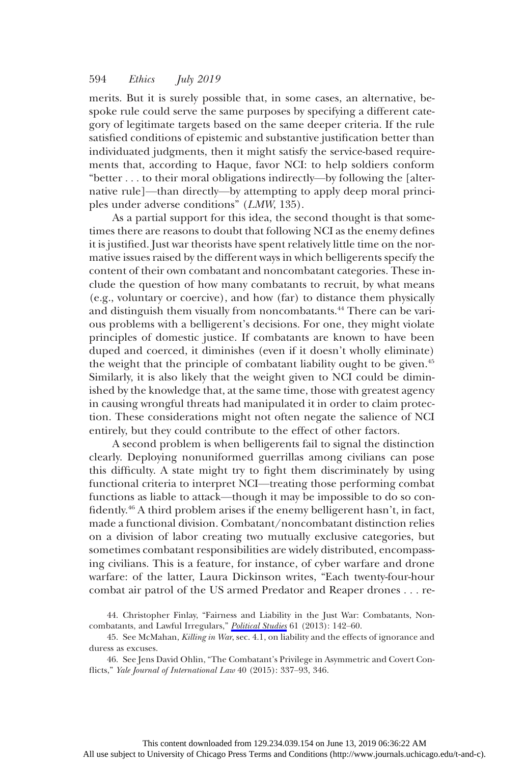merits. But it is surely possible that, in some cases, an alternative, bespoke rule could serve the same purposes by specifying a different category of legitimate targets based on the same deeper criteria. If the rule satisfied conditions of epistemic and substantive justification better than individuated judgments, then it might satisfy the service-based requirements that, according to Haque, favor NCI: to help soldiers conform "better . . . to their moral obligations indirectly—by following the [alternative rule]—than directly—by attempting to apply deep moral principles under adverse conditions" (*LMW*, 135).

As a partial support for this idea, the second thought is that sometimes there are reasons to doubt that following NCI as the enemy defines it is justified. Just war theorists have spent relatively little time on the normative issues raised by the different ways in which belligerents specify the content of their own combatant and noncombatant categories. These include the question of how many combatants to recruit, by what means (e.g., voluntary or coercive), and how (far) to distance them physically and distinguish them visually from noncombatants.[44] There can be various problems with a belligerent's decisions. For one, they might violate principles of domestic justice. If combatants are known to have been duped and coerced, it diminishes (even if it doesn't wholly eliminate) the weight that the principle of combatant liability ought to be given.[45] Similarly, it is also likely that the weight given to NCI could be diminished by the knowledge that, at the same time, those with greatest agency in causing wrongful threats had manipulated it in order to claim protection. These considerations might not often negate the salience of NCI entirely, but they could contribute to the effect of other factors.

A second problem is when belligerents fail to signal the distinction clearly. Deploying nonuniformed guerrillas among civilians can pose this difficulty. A state might try to fight them discriminately by using functional criteria to interpret NCI—treating those performing combat functions as liable to attack—though it may be impossible to do so confidently.[46] A third problem arises if the enemy belligerent hasn't, in fact, made a functional division. Combatant/noncombatant distinction relies on a division of labor creating two mutually exclusive categories, but sometimes combatant responsibilities are widely distributed, encompassing civilians. This is a feature, for instance, of cyber warfare and drone warfare: of the latter, Laura Dickinson writes, "Each twenty-four-hour combat air patrol of the US armed Predator and Reaper drones . . . re-

44. Christopher Finlay, "Fairness and Liability in the Just War: Combatants, Noncombatants, and Lawful Irregulars," *Political Studies* 61 (2013): 142–60.

45. See McMahan, *Killing in War*, sec. 4.1, on liability and the effects of ignorance and duress as excuses.

46. See Jens David Ohlin, "The Combatant's Privilege in Asymmetric and Covert Conflicts," *Yale Journal of International Law* 40 (2015): 337–93, 346.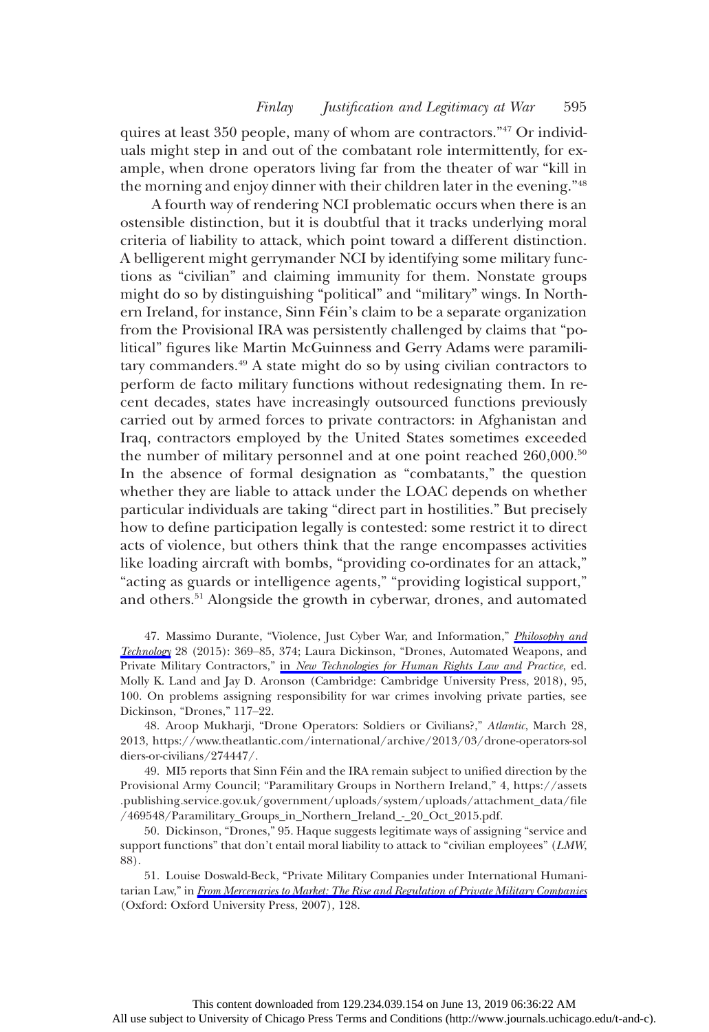quires at least 350 people, many of whom are contractors."[47] Or individuals might step in and out of the combatant role intermittently, for example, when drone operators living far from the theater of war "kill in the morning and enjoy dinner with their children later in the evening."[48]

A fourth way of rendering NCI problematic occurs when there is an ostensible distinction, but it is doubtful that it tracks underlying moral criteria of liability to attack, which point toward a different distinction. A belligerent might gerrymander NCI by identifying some military functions as "civilian" and claiming immunity for them. Nonstate groups might do so by distinguishing "political" and "military" wings. In Northern Ireland, for instance, Sinn Féin's claim to be a separate organization from the Provisional IRA was persistently challenged by claims that "political" figures like Martin McGuinness and Gerry Adams were paramilitary commanders.[49] A state might do so by using civilian contractors to perform de facto military functions without redesignating them. In recent decades, states have increasingly outsourced functions previously carried out by armed forces to private contractors: in Afghanistan and Iraq, contractors employed by the United States sometimes exceeded the number of military personnel and at one point reached 260,000.[50] In the absence of formal designation as "combatants," the question whether they are liable to attack under the LOAC depends on whether particular individuals are taking "direct part in hostilities." But precisely how to define participation legally is contested: some restrict it to direct acts of violence, but others think that the range encompasses activities like loading aircraft with bombs, "providing co-ordinates for an attack," "acting as guards or intelligence agents," "providing logistical support," and others.[51] Alongside the growth in cyberwar, drones, and automated

47. Massimo Durante, "Violence, Just Cyber War, and Information," *Philosophy and Technology* 28 (2015): 369–85, 374; Laura Dickinson, "Drones, Automated Weapons, and Private Military Contractors," in *New Technologies for Human Rights Law and Practice*, ed. Molly K. Land and Jay D. Aronson (Cambridge: Cambridge University Press, 2018), 95, 100. On problems assigning responsibility for war crimes involving private parties, see Dickinson, "Drones," 117–22.

48. Aroop Mukharji, "Drone Operators: Soldiers or Civilians?," *Atlantic*, March 28, 2013, https://www.theatlantic.com/international/archive/2013/03/drone-operators-soldiers-or-civilians/274447/.

49. MI5 reports that Sinn Féin and the IRA remain subject to unified direction by the Provisional Army Council; "Paramilitary Groups in Northern Ireland," 4, https://assets.publishing.service.gov.uk/government/uploads/system/uploads/attachment_data/file/469548/Paramilitary_Groups_in_Northern_Ireland_-_20_Oct_2015.pdf.

50. Dickinson, "Drones," 95. Haque suggests legitimate ways of assigning "service and support functions" that don't entail moral liability to attack to "civilian employees" (*LMW*, 88).

51. Louise Doswald-Beck, "Private Military Companies under International Humanitarian Law," in *From Mercenaries to Market: The Rise and Regulation of Private Military Companies* (Oxford: Oxford University Press, 2007), 128.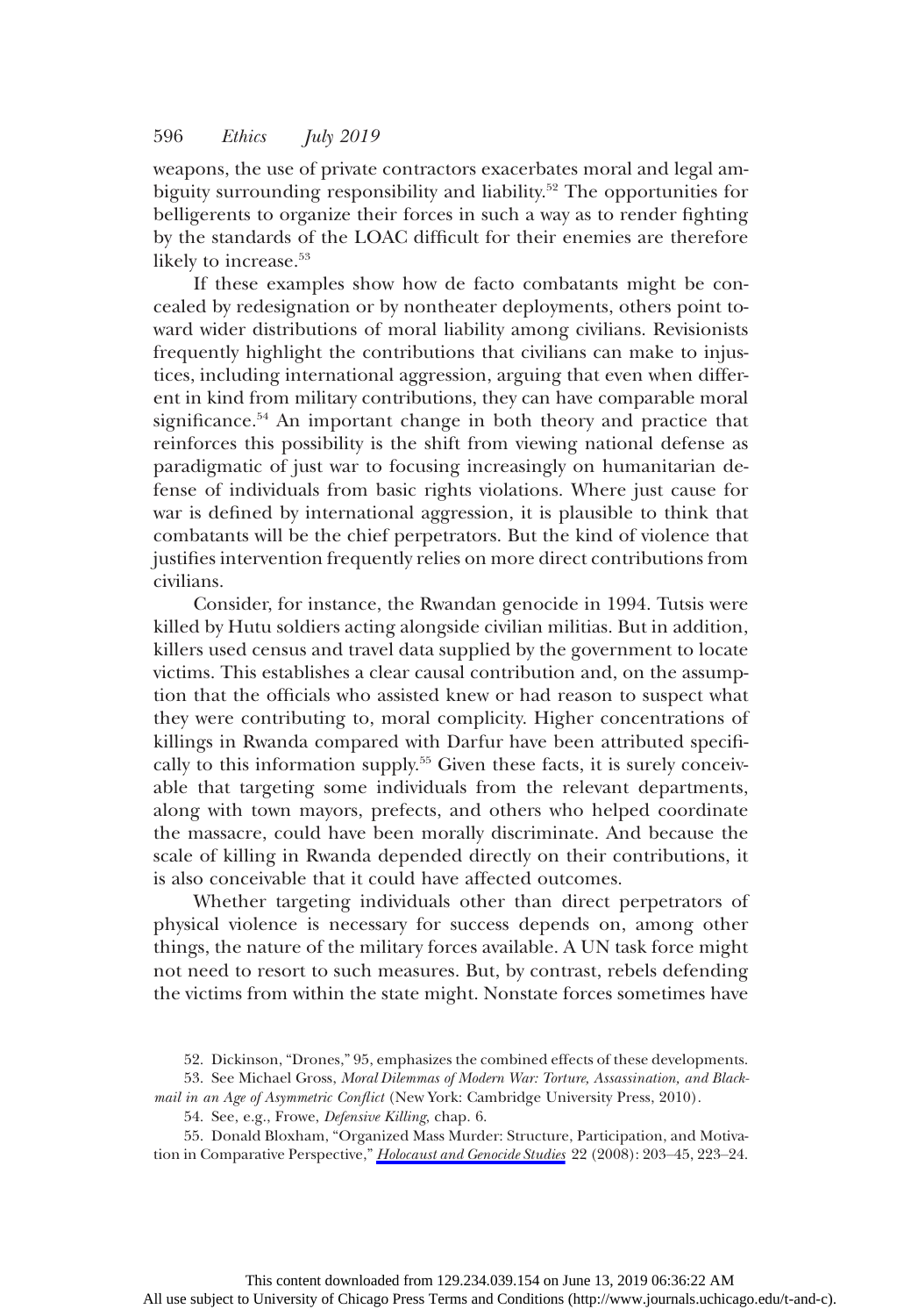weapons, the use of private contractors exacerbates moral and legal ambiguity surrounding responsibility and liability.[52] The opportunities for belligerents to organize their forces in such a way as to render fighting by the standards of the LOAC difficult for their enemies are therefore likely to increase.[53]

If these examples show how de facto combatants might be concealed by redesignation or by nontheater deployments, others point toward wider distributions of moral liability among civilians. Revisionists frequently highlight the contributions that civilians can make to injustices, including international aggression, arguing that even when different in kind from military contributions, they can have comparable moral significance.[54] An important change in both theory and practice that reinforces this possibility is the shift from viewing national defense as paradigmatic of just war to focusing increasingly on humanitarian defense of individuals from basic rights violations. Where just cause for war is defined by international aggression, it is plausible to think that combatants will be the chief perpetrators. But the kind of violence that justifies intervention frequently relies on more direct contributions from civilians.

Consider, for instance, the Rwandan genocide in 1994. Tutsis were killed by Hutu soldiers acting alongside civilian militias. But in addition, killers used census and travel data supplied by the government to locate victims. This establishes a clear causal contribution and, on the assumption that the officials who assisted knew or had reason to suspect what they were contributing to, moral complicity. Higher concentrations of killings in Rwanda compared with Darfur have been attributed specifically to this information supply.[55] Given these facts, it is surely conceivable that targeting some individuals from the relevant departments, along with town mayors, prefects, and others who helped coordinate the massacre, could have been morally discriminate. And because the scale of killing in Rwanda depended directly on their contributions, it is also conceivable that it could have affected outcomes.

Whether targeting individuals other than direct perpetrators of physical violence is necessary for success depends on, among other things, the nature of the military forces available. A UN task force might not need to resort to such measures. But, by contrast, rebels defending the victims from within the state might. Nonstate forces sometimes have

52. Dickinson, "Drones," 95, emphasizes the combined effects of these developments.

53. See Michael Gross, *Moral Dilemmas of Modern War: Torture, Assassination, and Blackmail in an Age of Asymmetric Conflict* (New York: Cambridge University Press, 2010).

54. See, e.g., Frowe, *Defensive Killing*, chap. 6.

55. Donald Bloxham, "Organized Mass Murder: Structure, Participation, and Motivation in Comparative Perspective," *Holocaust and Genocide Studies* 22 (2008): 203–45, 223–24.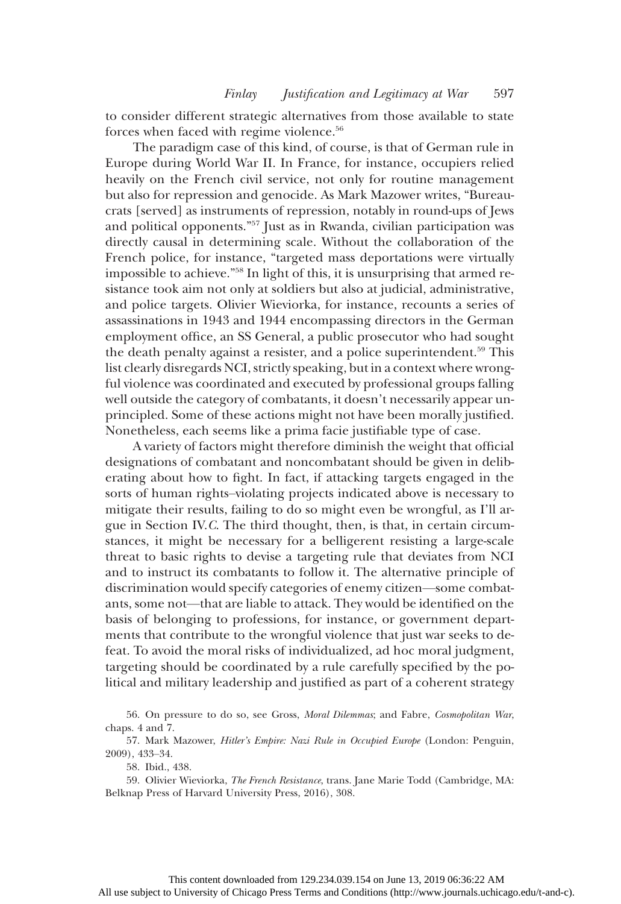to consider different strategic alternatives from those available to state forces when faced with regime violence.[56]

The paradigm case of this kind, of course, is that of German rule in Europe during World War II. In France, for instance, occupiers relied heavily on the French civil service, not only for routine management but also for repression and genocide. As Mark Mazower writes, "Bureaucrats [served] as instruments of repression, notably in round-ups of Jews and political opponents."[57] Just as in Rwanda, civilian participation was directly causal in determining scale. Without the collaboration of the French police, for instance, "targeted mass deportations were virtually impossible to achieve."[58] In light of this, it is unsurprising that armed resistance took aim not only at soldiers but also at judicial, administrative, and police targets. Olivier Wieviorka, for instance, recounts a series of assassinations in 1943 and 1944 encompassing directors in the German employment office, an SS General, a public prosecutor who had sought the death penalty against a resister, and a police superintendent.[59] This list clearly disregards NCI, strictly speaking, but in a context where wrongful violence was coordinated and executed by professional groups falling well outside the category of combatants, it doesn't necessarily appear unprincipled. Some of these actions might not have been morally justified. Nonetheless, each seems like a prima facie justifiable type of case.

A variety of factors might therefore diminish the weight that official designations of combatant and noncombatant should be given in deliberating about how to fight. In fact, if attacking targets engaged in the sorts of human rights–violating projects indicated above is necessary to mitigate their results, failing to do so might even be wrongful, as I'll argue in Section IV.*C*. The third thought, then, is that, in certain circumstances, it might be necessary for a belligerent resisting a large-scale threat to basic rights to devise a targeting rule that deviates from NCI and to instruct its combatants to follow it. The alternative principle of discrimination would specify categories of enemy citizen—some combatants, some not—that are liable to attack. They would be identified on the basis of belonging to professions, for instance, or government departments that contribute to the wrongful violence that just war seeks to defeat. To avoid the moral risks of individualized, ad hoc moral judgment, targeting should be coordinated by a rule carefully specified by the political and military leadership and justified as part of a coherent strategy

56. On pressure to do so, see Gross, *Moral Dilemmas*; and Fabre, *Cosmopolitan War*, chaps. 4 and 7.

57. Mark Mazower, *Hitler's Empire: Nazi Rule in Occupied Europe* (London: Penguin, 2009), 433–34.

58. Ibid., 438.

59. Olivier Wieviorka, *The French Resistance*, trans. Jane Marie Todd (Cambridge, MA: Belknap Press of Harvard University Press, 2016), 308.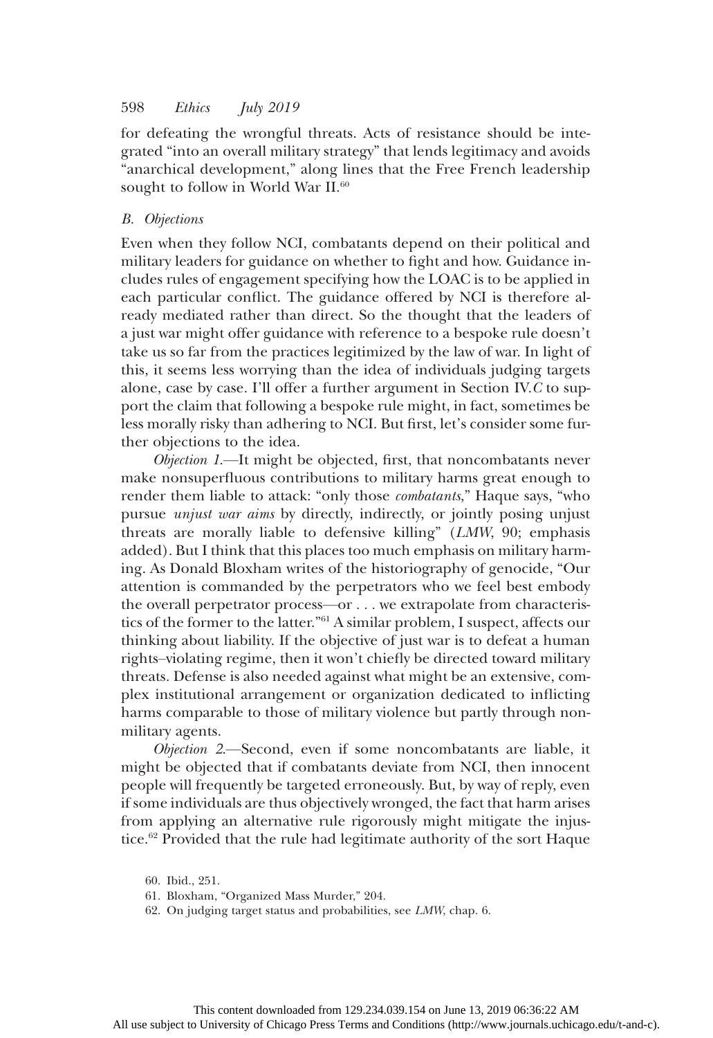for defeating the wrongful threats. Acts of resistance should be integrated "into an overall military strategy" that lends legitimacy and avoids "anarchical development," along lines that the Free French leadership sought to follow in World War II.[60]

### *B. Objections*

Even when they follow NCI, combatants depend on their political and military leaders for guidance on whether to fight and how. Guidance includes rules of engagement specifying how the LOAC is to be applied in each particular conflict. The guidance offered by NCI is therefore already mediated rather than direct. So the thought that the leaders of a just war might offer guidance with reference to a bespoke rule doesn't take us so far from the practices legitimized by the law of war. In light of this, it seems less worrying than the idea of individuals judging targets alone, case by case. I'll offer a further argument in Section IV.*C* to support the claim that following a bespoke rule might, in fact, sometimes be less morally risky than adhering to NCI. But first, let's consider some further objections to the idea.

*Objection 1.*—It might be objected, first, that noncombatants never make nonsuperfluous contributions to military harms great enough to render them liable to attack: "only those *combatants*," Haque says, "who pursue *unjust war aims* by directly, indirectly, or jointly posing unjust threats are morally liable to defensive killing" (*LMW*, 90; emphasis added). But I think that this places too much emphasis on military harming. As Donald Bloxham writes of the historiography of genocide, "Our attention is commanded by the perpetrators who we feel best embody the overall perpetrator process—or . . . we extrapolate from characteristics of the former to the latter."[61] A similar problem, I suspect, affects our thinking about liability. If the objective of just war is to defeat a human rights–violating regime, then it won't chiefly be directed toward military threats. Defense is also needed against what might be an extensive, complex institutional arrangement or organization dedicated to inflicting harms comparable to those of military violence but partly through nonmilitary agents.

*Objection 2.*—Second, even if some noncombatants are liable, it might be objected that if combatants deviate from NCI, then innocent people will frequently be targeted erroneously. But, by way of reply, even if some individuals are thus objectively wronged, the fact that harm arises from applying an alternative rule rigorously might mitigate the injustice.[62] Provided that the rule had legitimate authority of the sort Haque

60. Ibid., 251.

61. Bloxham, "Organized Mass Murder," 204.

62. On judging target status and probabilities, see *LMW*, chap. 6.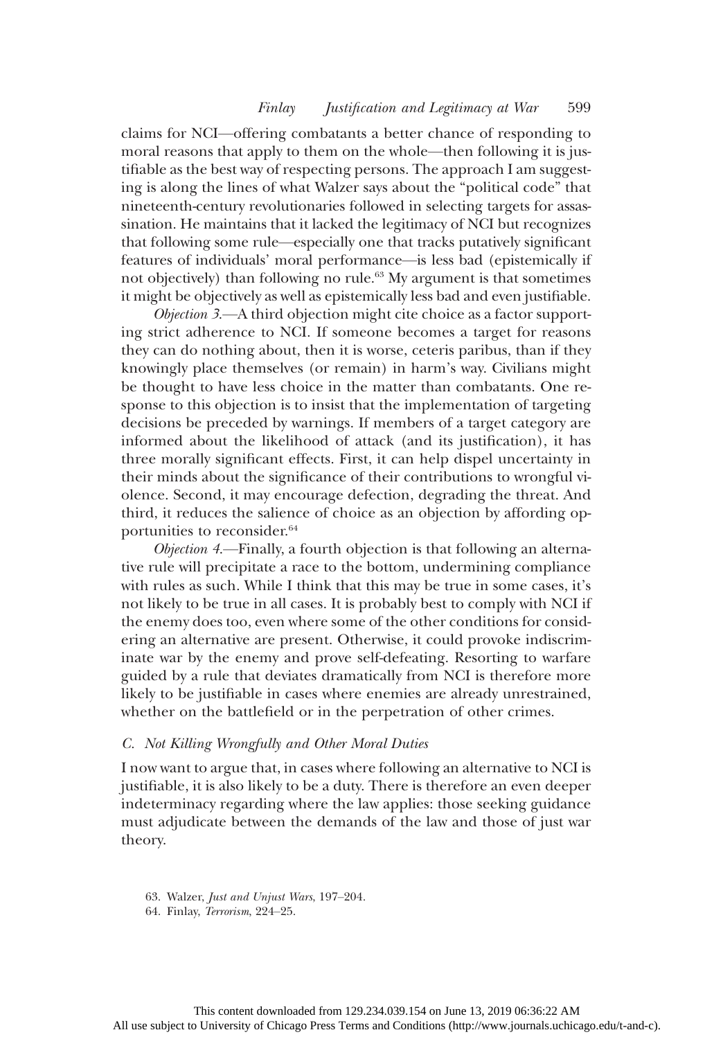claims for NCI—offering combatants a better chance of responding to moral reasons that apply to them on the whole—then following it is justifiable as the best way of respecting persons. The approach I am suggesting is along the lines of what Walzer says about the "political code" that nineteenth-century revolutionaries followed in selecting targets for assassination. He maintains that it lacked the legitimacy of NCI but recognizes that following some rule—especially one that tracks putatively significant features of individuals' moral performance—is less bad (epistemically if not objectively) than following no rule.[63] My argument is that sometimes it might be objectively as well as epistemically less bad and even justifiable.

*Objection 3.*—A third objection might cite choice as a factor supporting strict adherence to NCI. If someone becomes a target for reasons they can do nothing about, then it is worse, ceteris paribus, than if they knowingly place themselves (or remain) in harm's way. Civilians might be thought to have less choice in the matter than combatants. One response to this objection is to insist that the implementation of targeting decisions be preceded by warnings. If members of a target category are informed about the likelihood of attack (and its justification), it has three morally significant effects. First, it can help dispel uncertainty in their minds about the significance of their contributions to wrongful violence. Second, it may encourage defection, degrading the threat. And third, it reduces the salience of choice as an objection by affording opportunities to reconsider.[64]

*Objection 4.*—Finally, a fourth objection is that following an alternative rule will precipitate a race to the bottom, undermining compliance with rules as such. While I think that this may be true in some cases, it's not likely to be true in all cases. It is probably best to comply with NCI if the enemy does too, even where some of the other conditions for considering an alternative are present. Otherwise, it could provoke indiscriminate war by the enemy and prove self-defeating. Resorting to warfare guided by a rule that deviates dramatically from NCI is therefore more likely to be justifiable in cases where enemies are already unrestrained, whether on the battlefield or in the perpetration of other crimes.

### *C. Not Killing Wrongfully and Other Moral Duties*

I now want to argue that, in cases where following an alternative to NCI is justifiable, it is also likely to be a duty. There is therefore an even deeper indeterminacy regarding where the law applies: those seeking guidance must adjudicate between the demands of the law and those of just war theory.

63. Walzer, *Just and Unjust Wars*, 197–204.

64. Finlay, *Terrorism*, 224–25.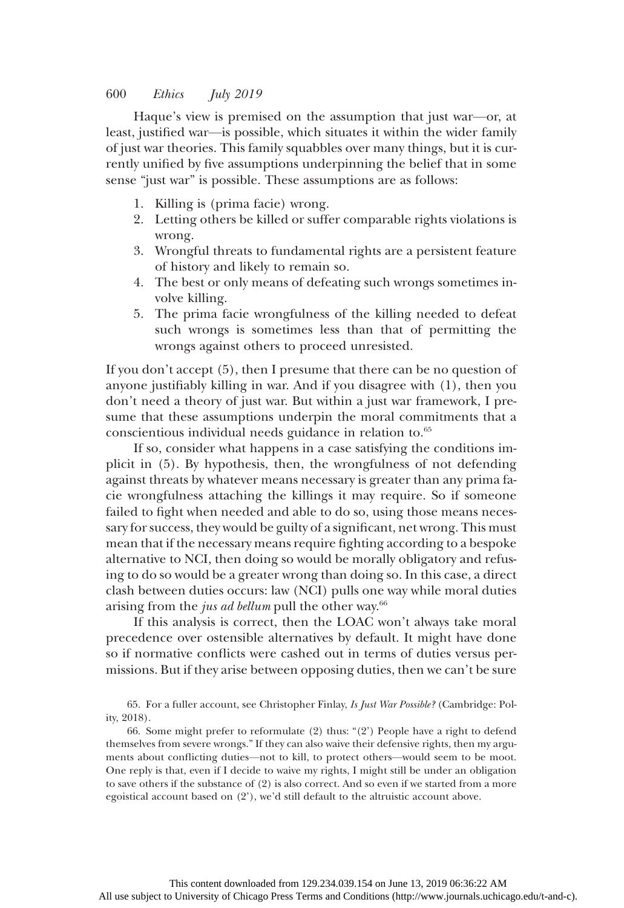Haque's view is premised on the assumption that just war—or, at least, justified war—is possible, which situates it within the wider family of just war theories. This family squabbles over many things, but it is currently unified by five assumptions underpinning the belief that in some sense "just war" is possible. These assumptions are as follows:

1. Killing is (prima facie) wrong.
2. Letting others be killed or suffer comparable rights violations is wrong.
3. Wrongful threats to fundamental rights are a persistent feature of history and likely to remain so.
4. The best or only means of defeating such wrongs sometimes involve killing.
5. The prima facie wrongfulness of the killing needed to defeat such wrongs is sometimes less than that of permitting the wrongs against others to proceed unresisted.

If you don't accept (5), then I presume that there can be no question of anyone justifiably killing in war. And if you disagree with (1), then you don't need a theory of just war. But within a just war framework, I presume that these assumptions underpin the moral commitments that a conscientious individual needs guidance in relation to.[65]

If so, consider what happens in a case satisfying the conditions implicit in (5). By hypothesis, then, the wrongfulness of not defending against threats by whatever means necessary is greater than any prima facie wrongfulness attaching the killings it may require. So if someone failed to fight when needed and able to do so, using those means necessary for success, they would be guilty of a significant, net wrong. This must mean that if the necessary means require fighting according to a bespoke alternative to NCI, then doing so would be morally obligatory and refusing to do so would be a greater wrong than doing so. In this case, a direct clash between duties occurs: law (NCI) pulls one way while moral duties arising from the *jus ad bellum* pull the other way.[66]

If this analysis is correct, then the LOAC won't always take moral precedence over ostensible alternatives by default. It might have done so if normative conflicts were cashed out in terms of duties versus permissions. But if they arise between opposing duties, then we can't be sure

65. For a fuller account, see Christopher Finlay, *Is Just War Possible?* (Cambridge: Polity, 2018).

66. Some might prefer to reformulate (2) thus: "(2') People have a right to defend themselves from severe wrongs." If they can also waive their defensive rights, then my arguments about conflicting duties—not to kill, to protect others—would seem to be moot. One reply is that, even if I decide to waive my rights, I might still be under an obligation to save others if the substance of (2) is also correct. And so even if we started from a more egoistical account based on (2'), we'd still default to the altruistic account above.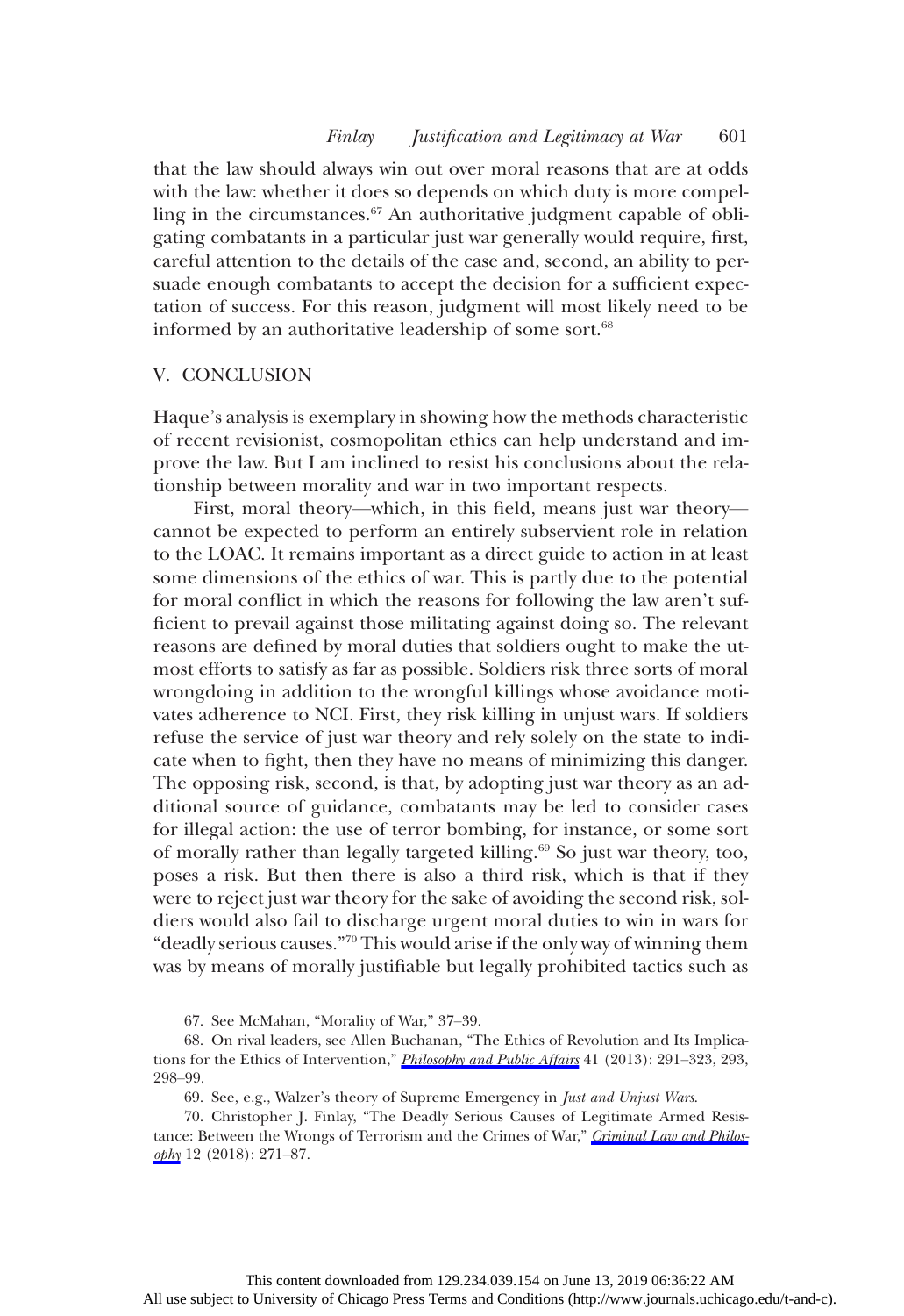that the law should always win out over moral reasons that are at odds with the law: whether it does so depends on which duty is more compelling in the circumstances.[67] An authoritative judgment capable of obligating combatants in a particular just war generally would require, first, careful attention to the details of the case and, second, an ability to persuade enough combatants to accept the decision for a sufficient expectation of success. For this reason, judgment will most likely need to be informed by an authoritative leadership of some sort.[68]

## V. CONCLUSION

Haque's analysis is exemplary in showing how the methods characteristic of recent revisionist, cosmopolitan ethics can help understand and improve the law. But I am inclined to resist his conclusions about the relationship between morality and war in two important respects.

First, moral theory—which, in this field, means just war theory—cannot be expected to perform an entirely subservient role in relation to the LOAC. It remains important as a direct guide to action in at least some dimensions of the ethics of war. This is partly due to the potential for moral conflict in which the reasons for following the law aren't sufficient to prevail against those militating against doing so. The relevant reasons are defined by moral duties that soldiers ought to make the utmost efforts to satisfy as far as possible. Soldiers risk three sorts of moral wrongdoing in addition to the wrongful killings whose avoidance motivates adherence to NCI. First, they risk killing in unjust wars. If soldiers refuse the service of just war theory and rely solely on the state to indicate when to fight, then they have no means of minimizing this danger. The opposing risk, second, is that, by adopting just war theory as an additional source of guidance, combatants may be led to consider cases for illegal action: the use of terror bombing, for instance, or some sort of morally rather than legally targeted killing.[69] So just war theory, too, poses a risk. But then there is also a third risk, which is that if they were to reject just war theory for the sake of avoiding the second risk, soldiers would also fail to discharge urgent moral duties to win in wars for "deadly serious causes."[70] This would arise if the only way of winning them was by means of morally justifiable but legally prohibited tactics such as

67. See McMahan, "Morality of War," 37–39.

68. On rival leaders, see Allen Buchanan, "The Ethics of Revolution and Its Implications for the Ethics of Intervention," *Philosophy and Public Affairs* 41 (2013): 291–323, 293, 298–99.

69. See, e.g., Walzer's theory of Supreme Emergency in *Just and Unjust Wars*.

70. Christopher J. Finlay, "The Deadly Serious Causes of Legitimate Armed Resistance: Between the Wrongs of Terrorism and the Crimes of War," *Criminal Law and Philosophy* 12 (2018): 271–87.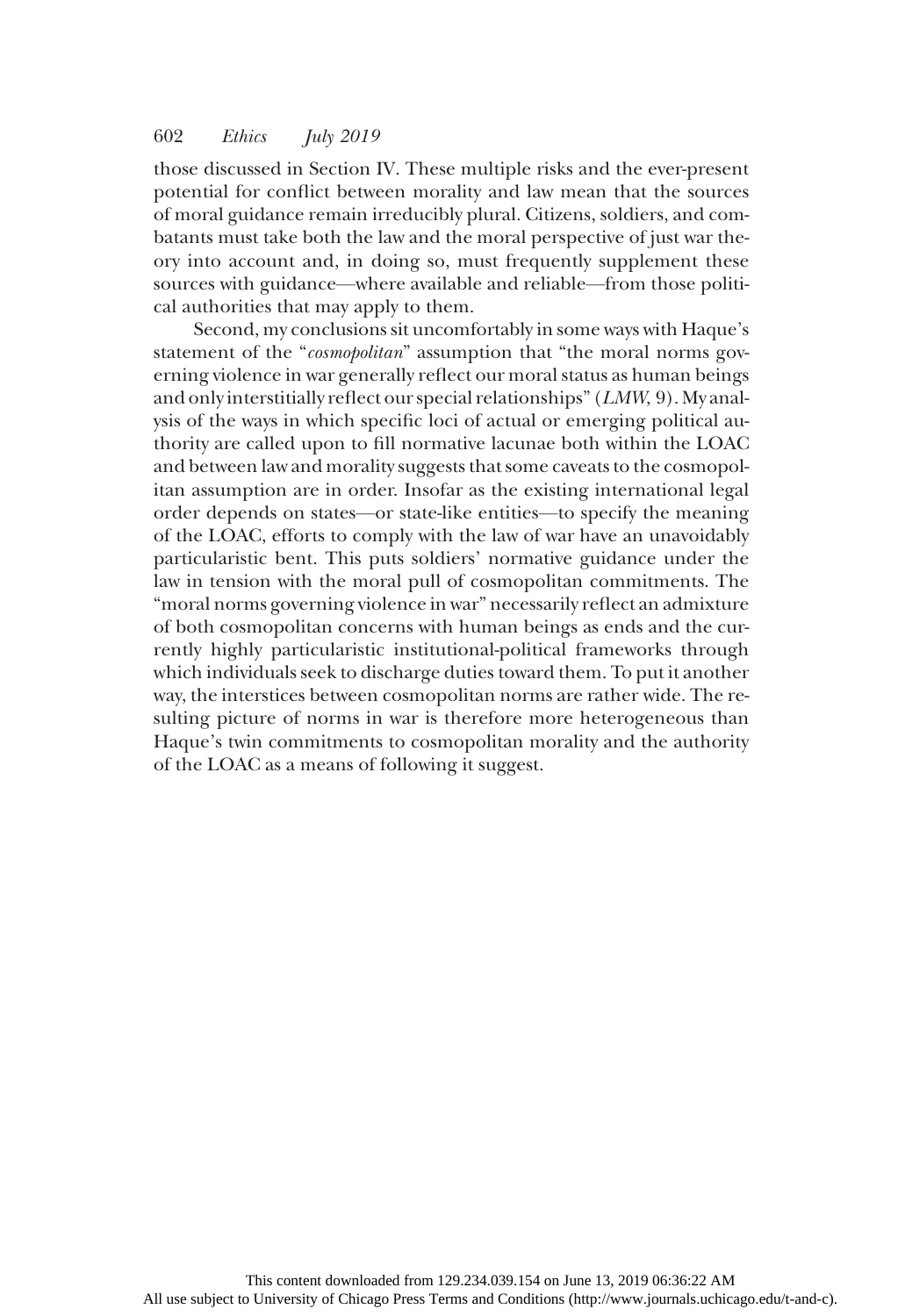those discussed in Section IV. These multiple risks and the ever-present potential for conflict between morality and law mean that the sources of moral guidance remain irreducibly plural. Citizens, soldiers, and combatants must take both the law and the moral perspective of just war theory into account and, in doing so, must frequently supplement these sources with guidance—where available and reliable—from those political authorities that may apply to them.

Second, my conclusions sit uncomfortably in some ways with Haque's statement of the "*cosmopolitan*" assumption that "the moral norms governing violence in war generally reflect our moral status as human beings and only interstitially reflect our special relationships" (*LMW*, 9). My analysis of the ways in which specific loci of actual or emerging political authority are called upon to fill normative lacunae both within the LOAC and between law and morality suggests that some caveats to the cosmopolitan assumption are in order. Insofar as the existing international legal order depends on states—or state-like entities—to specify the meaning of the LOAC, efforts to comply with the law of war have an unavoidably particularistic bent. This puts soldiers' normative guidance under the law in tension with the moral pull of cosmopolitan commitments. The "moral norms governing violence in war" necessarily reflect an admixture of both cosmopolitan concerns with human beings as ends and the currently highly particularistic institutional-political frameworks through which individuals seek to discharge duties toward them. To put it another way, the interstices between cosmopolitan norms are rather wide. The resulting picture of norms in war is therefore more heterogeneous than Haque's twin commitments to cosmopolitan morality and the authority of the LOAC as a means of following it suggest.